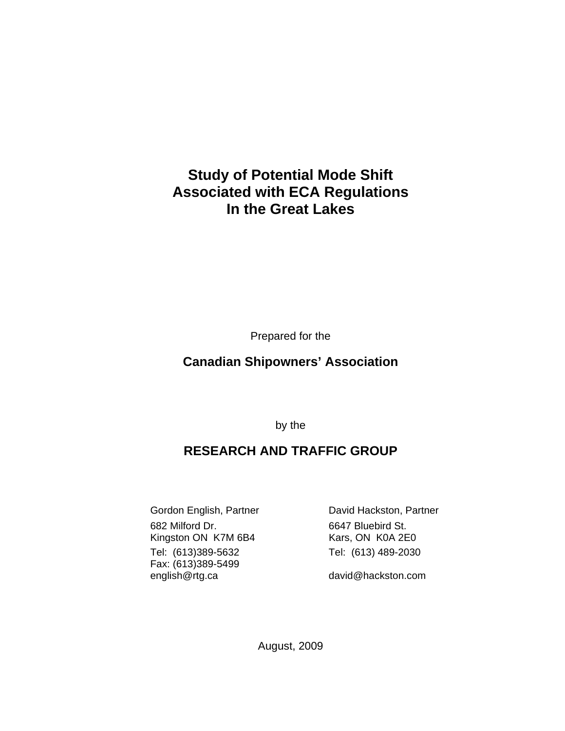# Study of Potential Mode Shift Associated with ECA Regulations In the Great Lakes

Prepared for the

**Canadian Shipowners' Association**

by the

**RESEARCH AND TRAFFIC GROUP**

Gordon English, Partner
682 Milford Dr.
Kingston ON K7M 6B4
Tel: (613)389-5632
Fax: (613)389-5499
english@rtg.ca

David Hackston, Partner
6647 Bluebird St.
Kars, ON K0A 2E0
Tel: (613) 489-2030
david@hackston.com

August, 2009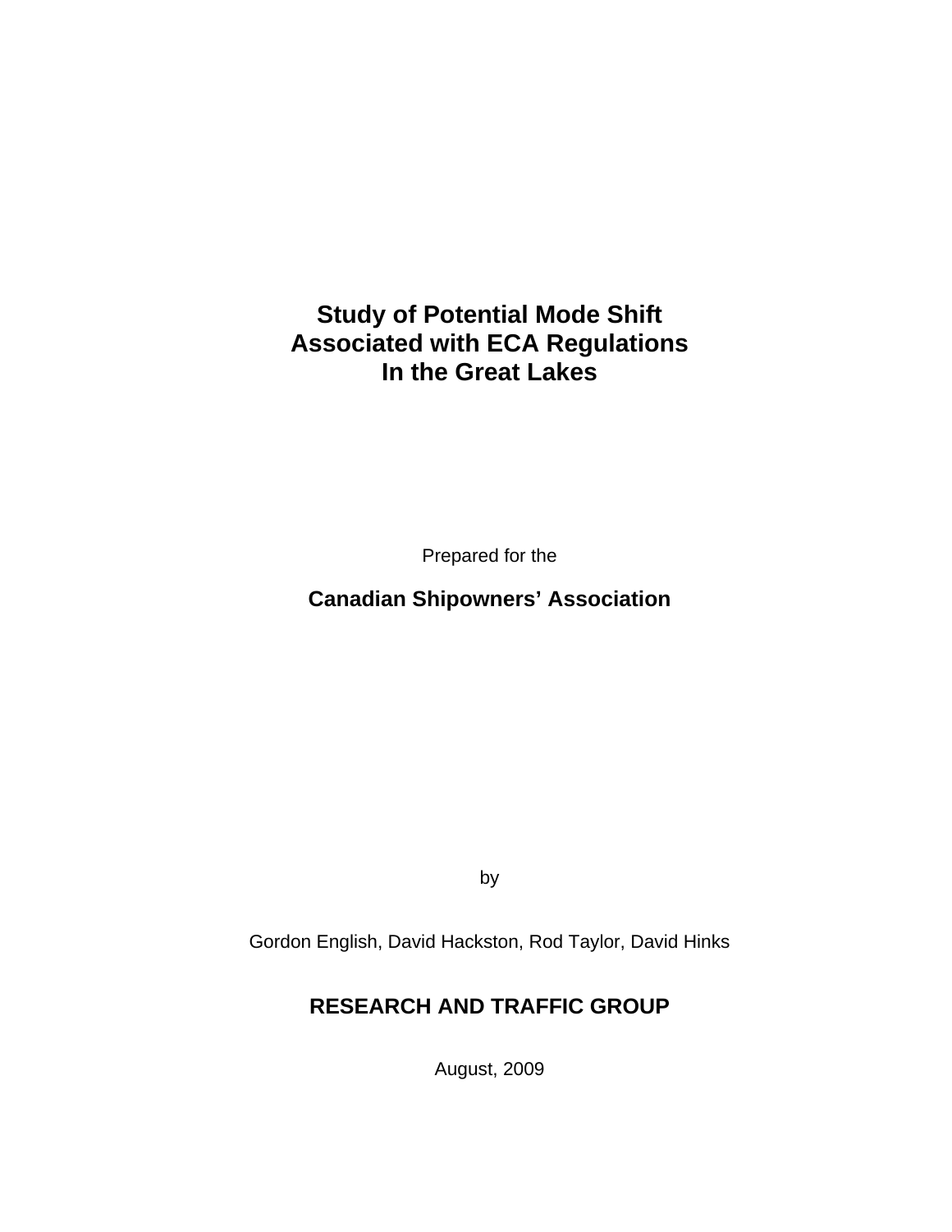# Study of Potential Mode Shift Associated with ECA Regulations In the Great Lakes

Prepared for the

**Canadian Shipowners' Association**

by

Gordon English, David Hackston, Rod Taylor, David Hinks

**RESEARCH AND TRAFFIC GROUP**

August, 2009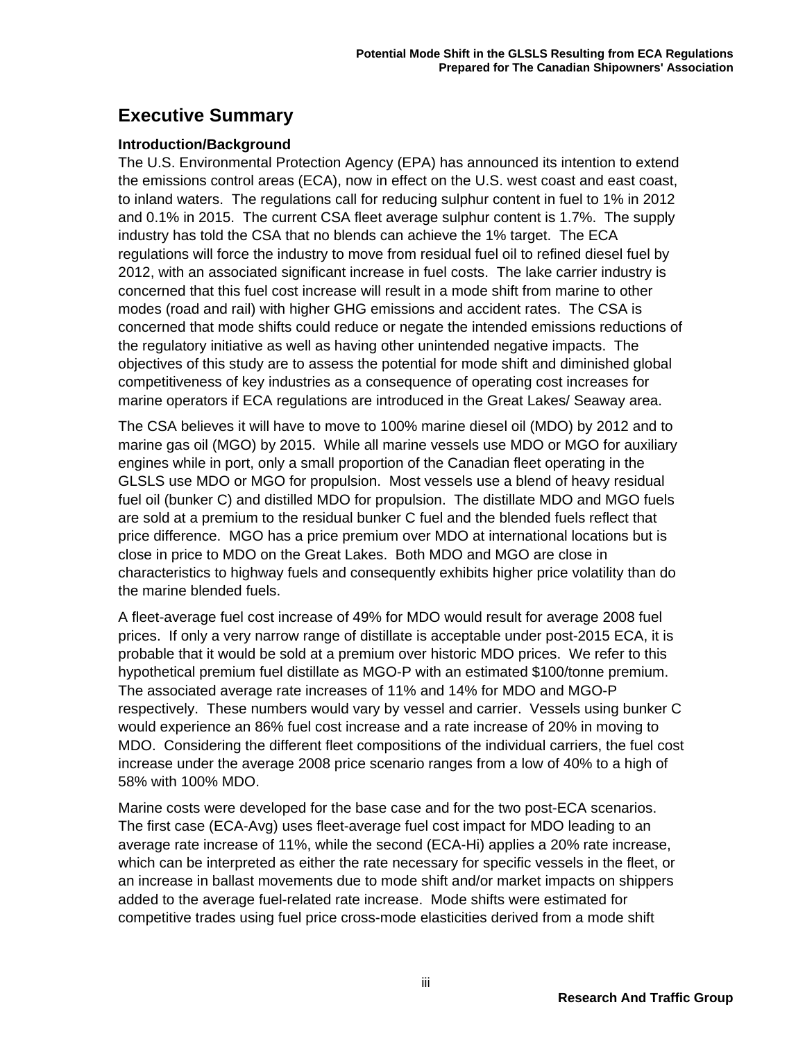# Executive Summary

### Introduction/Background

The U.S. Environmental Protection Agency (EPA) has announced its intention to extend the emissions control areas (ECA), now in effect on the U.S. west coast and east coast, to inland waters. The regulations call for reducing sulphur content in fuel to 1% in 2012 and 0.1% in 2015. The current CSA fleet average sulphur content is 1.7%. The supply industry has told the CSA that no blends can achieve the 1% target. The ECA regulations will force the industry to move from residual fuel oil to refined diesel fuel by 2012, with an associated significant increase in fuel costs. The lake carrier industry is concerned that this fuel cost increase will result in a mode shift from marine to other modes (road and rail) with higher GHG emissions and accident rates. The CSA is concerned that mode shifts could reduce or negate the intended emissions reductions of the regulatory initiative as well as having other unintended negative impacts. The objectives of this study are to assess the potential for mode shift and diminished global competitiveness of key industries as a consequence of operating cost increases for marine operators if ECA regulations are introduced in the Great Lakes/ Seaway area.

The CSA believes it will have to move to 100% marine diesel oil (MDO) by 2012 and to marine gas oil (MGO) by 2015. While all marine vessels use MDO or MGO for auxiliary engines while in port, only a small proportion of the Canadian fleet operating in the GLSLS use MDO or MGO for propulsion. Most vessels use a blend of heavy residual fuel oil (bunker C) and distilled MDO for propulsion. The distillate MDO and MGO fuels are sold at a premium to the residual bunker C fuel and the blended fuels reflect that price difference. MGO has a price premium over MDO at international locations but is close in price to MDO on the Great Lakes. Both MDO and MGO are close in characteristics to highway fuels and consequently exhibits higher price volatility than do the marine blended fuels.

A fleet-average fuel cost increase of 49% for MDO would result for average 2008 fuel prices. If only a very narrow range of distillate is acceptable under post-2015 ECA, it is probable that it would be sold at a premium over historic MDO prices. We refer to this hypothetical premium fuel distillate as MGO-P with an estimated $100/tonne premium. The associated average rate increases of 11% and 14% for MDO and MGO-P respectively. These numbers would vary by vessel and carrier. Vessels using bunker C would experience an 86% fuel cost increase and a rate increase of 20% in moving to MDO. Considering the different fleet compositions of the individual carriers, the fuel cost increase under the average 2008 price scenario ranges from a low of 40% to a high of 58% with 100% MDO.

Marine costs were developed for the base case and for the two post-ECA scenarios. The first case (ECA-Avg) uses fleet-average fuel cost impact for MDO leading to an average rate increase of 11%, while the second (ECA-Hi) applies a 20% rate increase, which can be interpreted as either the rate necessary for specific vessels in the fleet, or an increase in ballast movements due to mode shift and/or market impacts on shippers added to the average fuel-related rate increase. Mode shifts were estimated for competitive trades using fuel price cross-mode elasticities derived from a mode shift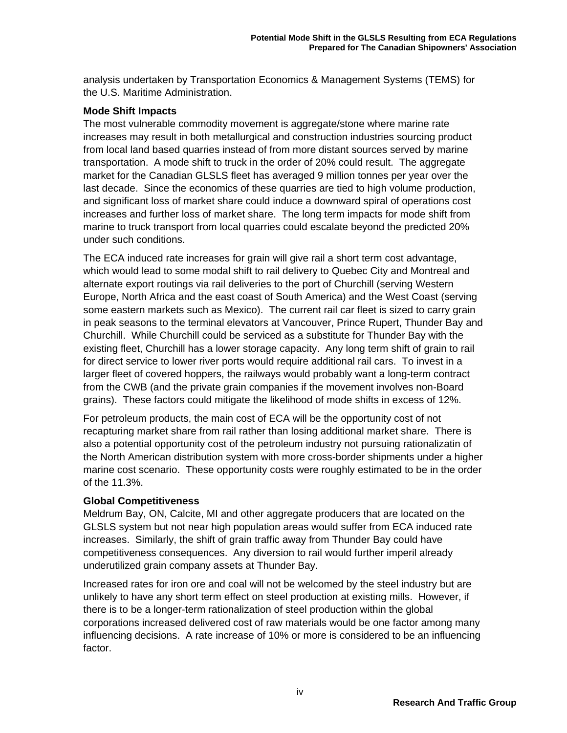analysis undertaken by Transportation Economics & Management Systems (TEMS) for the U.S. Maritime Administration.

**Mode Shift Impacts**

The most vulnerable commodity movement is aggregate/stone where marine rate increases may result in both metallurgical and construction industries sourcing product from local land based quarries instead of from more distant sources served by marine transportation. A mode shift to truck in the order of 20% could result. The aggregate market for the Canadian GLSLS fleet has averaged 9 million tonnes per year over the last decade. Since the economics of these quarries are tied to high volume production, and significant loss of market share could induce a downward spiral of operations cost increases and further loss of market share. The long term impacts for mode shift from marine to truck transport from local quarries could escalate beyond the predicted 20% under such conditions.

The ECA induced rate increases for grain will give rail a short term cost advantage, which would lead to some modal shift to rail delivery to Quebec City and Montreal and alternate export routings via rail deliveries to the port of Churchill (serving Western Europe, North Africa and the east coast of South America) and the West Coast (serving some eastern markets such as Mexico). The current rail car fleet is sized to carry grain in peak seasons to the terminal elevators at Vancouver, Prince Rupert, Thunder Bay and Churchill. While Churchill could be serviced as a substitute for Thunder Bay with the existing fleet, Churchill has a lower storage capacity. Any long term shift of grain to rail for direct service to lower river ports would require additional rail cars. To invest in a larger fleet of covered hoppers, the railways would probably want a long-term contract from the CWB (and the private grain companies if the movement involves non-Board grains). These factors could mitigate the likelihood of mode shifts in excess of 12%.

For petroleum products, the main cost of ECA will be the opportunity cost of not recapturing market share from rail rather than losing additional market share. There is also a potential opportunity cost of the petroleum industry not pursuing rationalizatin of the North American distribution system with more cross-border shipments under a higher marine cost scenario. These opportunity costs were roughly estimated to be in the order of the 11.3%.

**Global Competitiveness**

Meldrum Bay, ON, Calcite, MI and other aggregate producers that are located on the GLSLS system but not near high population areas would suffer from ECA induced rate increases. Similarly, the shift of grain traffic away from Thunder Bay could have competitiveness consequences. Any diversion to rail would further imperil already underutilized grain company assets at Thunder Bay.

Increased rates for iron ore and coal will not be welcomed by the steel industry but are unlikely to have any short term effect on steel production at existing mills. However, if there is to be a longer-term rationalization of steel production within the global corporations increased delivered cost of raw materials would be one factor among many influencing decisions. A rate increase of 10% or more is considered to be an influencing factor.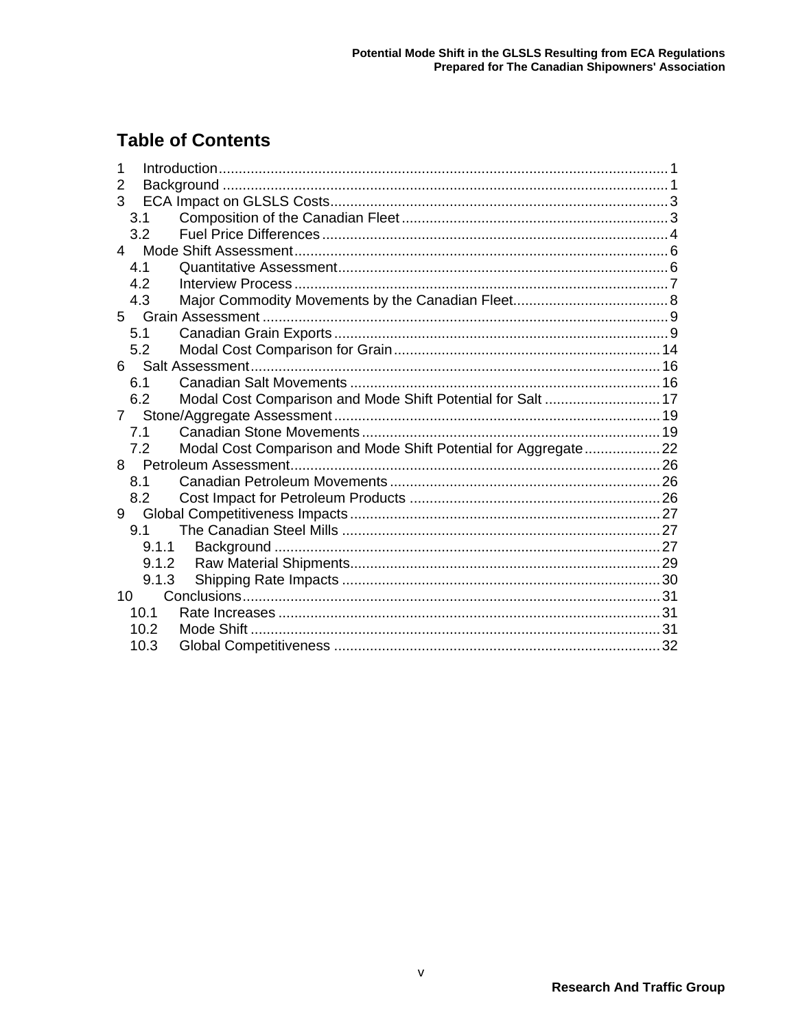# Table of Contents

1 Introduction ..... 1
2 Background ..... 1
3 ECA Impact on GLSLS Costs ..... 3
  3.1 Composition of the Canadian Fleet ..... 3
  3.2 Fuel Price Differences ..... 4
4 Mode Shift Assessment ..... 6
  4.1 Quantitative Assessment ..... 6
  4.2 Interview Process ..... 7
  4.3 Major Commodity Movements by the Canadian Fleet ..... 8
5 Grain Assessment ..... 9
  5.1 Canadian Grain Exports ..... 9
  5.2 Modal Cost Comparison for Grain ..... 14
6 Salt Assessment ..... 16
  6.1 Canadian Salt Movements ..... 16
  6.2 Modal Cost Comparison and Mode Shift Potential for Salt ..... 17
7 Stone/Aggregate Assessment ..... 19
  7.1 Canadian Stone Movements ..... 19
  7.2 Modal Cost Comparison and Mode Shift Potential for Aggregate ..... 22
8 Petroleum Assessment ..... 26
  8.1 Canadian Petroleum Movements ..... 26
  8.2 Cost Impact for Petroleum Products ..... 26
9 Global Competitiveness Impacts ..... 27
  9.1 The Canadian Steel Mills ..... 27
    9.1.1 Background ..... 27
    9.1.2 Raw Material Shipments ..... 29
    9.1.3 Shipping Rate Impacts ..... 30
10 Conclusions ..... 31
  10.1 Rate Increases ..... 31
  10.2 Mode Shift ..... 31
  10.3 Global Competitiveness ..... 32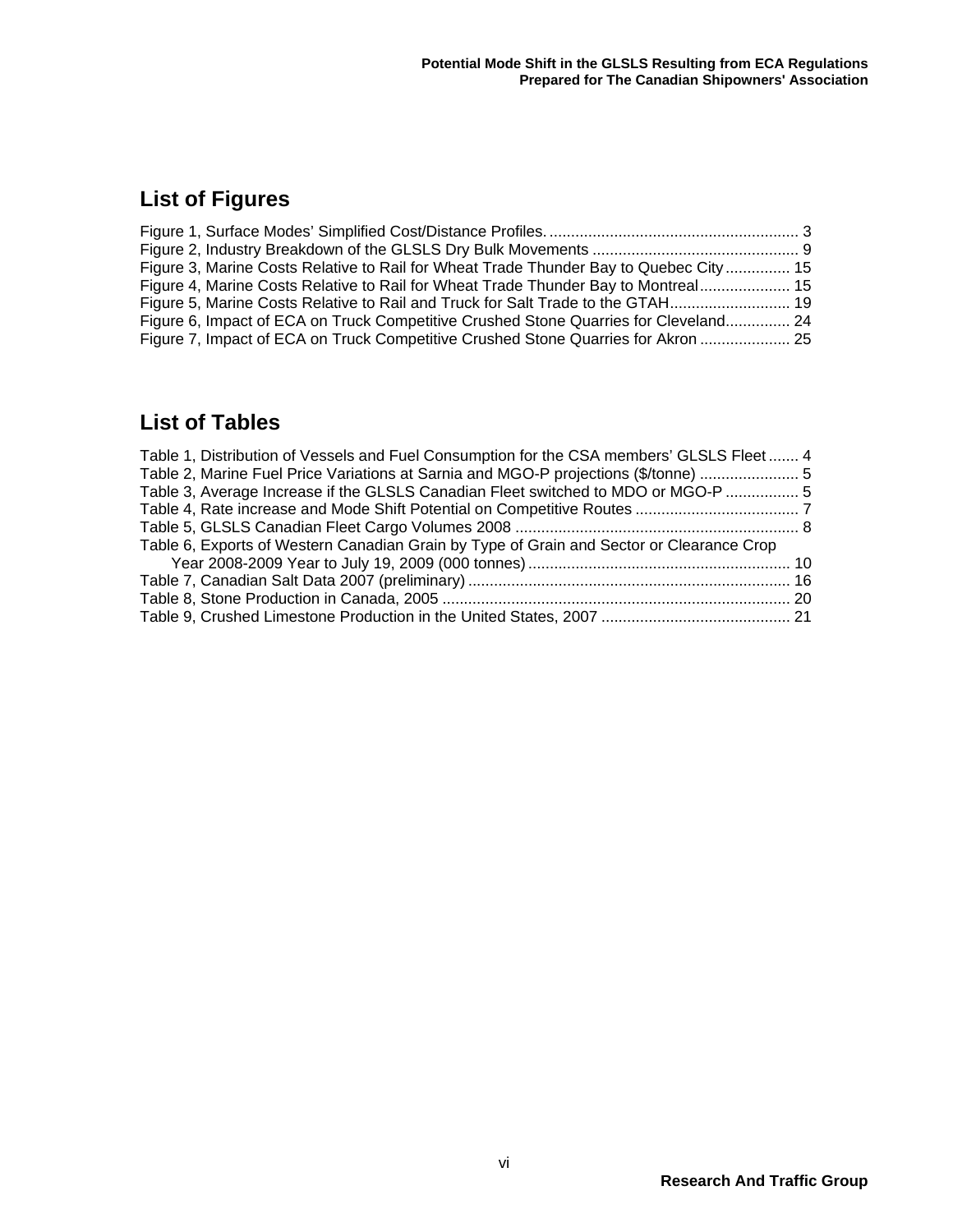## List of Figures

Figure 1, Surface Modes' Simplified Cost/Distance Profiles. .......................................................... 3
Figure 2, Industry Breakdown of the GLSLS Dry Bulk Movements ............................................... 9
Figure 3, Marine Costs Relative to Rail for Wheat Trade Thunder Bay to Quebec City ............... 15
Figure 4, Marine Costs Relative to Rail for Wheat Trade Thunder Bay to Montreal..................... 15
Figure 5, Marine Costs Relative to Rail and Truck for Salt Trade to the GTAH............................ 19
Figure 6, Impact of ECA on Truck Competitive Crushed Stone Quarries for Cleveland............... 24
Figure 7, Impact of ECA on Truck Competitive Crushed Stone Quarries for Akron ..................... 25

## List of Tables

Table 1, Distribution of Vessels and Fuel Consumption for the CSA members' GLSLS Fleet ....... 4
Table 2, Marine Fuel Price Variations at Sarnia and MGO-P projections ($/tonne) ....................... 5
Table 3, Average Increase if the GLSLS Canadian Fleet switched to MDO or MGO-P ................. 5
Table 4, Rate increase and Mode Shift Potential on Competitive Routes ...................................... 7
Table 5, GLSLS Canadian Fleet Cargo Volumes 2008 .................................................................. 8
Table 6, Exports of Western Canadian Grain by Type of Grain and Sector or Clearance Crop Year 2008-2009 Year to July 19, 2009 (000 tonnes) ............................................................. 10
Table 7, Canadian Salt Data 2007 (preliminary) ........................................................................... 16
Table 8, Stone Production in Canada, 2005 ................................................................................. 20
Table 9, Crushed Limestone Production in the United States, 2007 ............................................ 21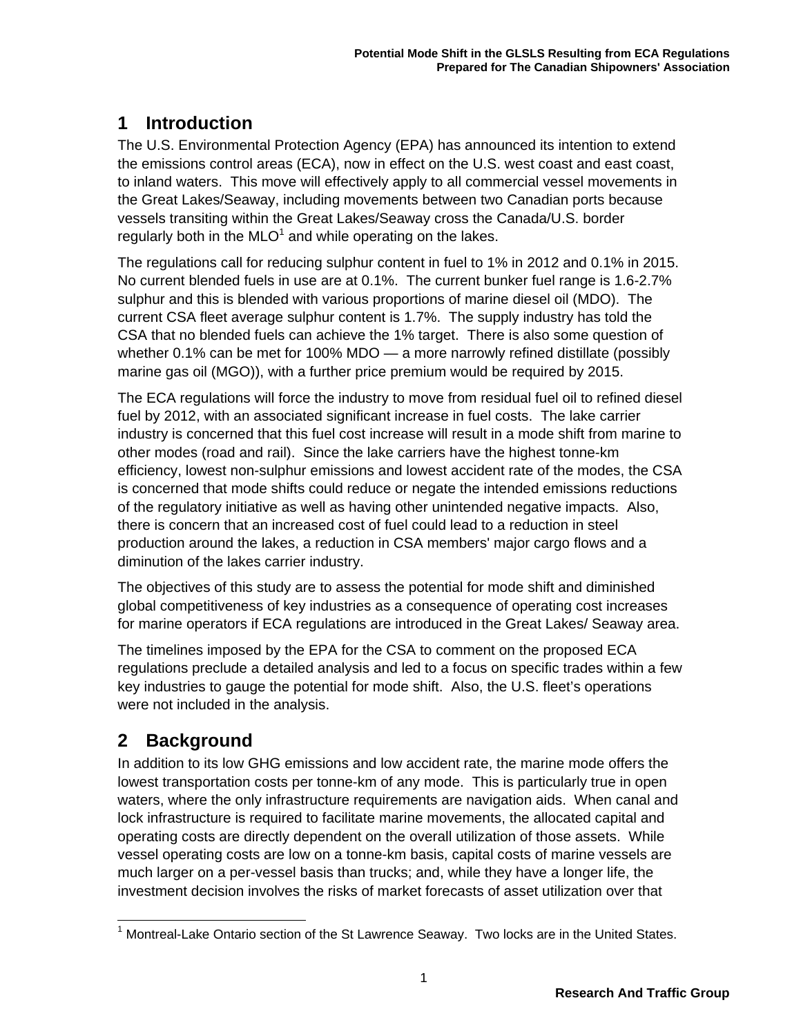# 1 Introduction

The U.S. Environmental Protection Agency (EPA) has announced its intention to extend the emissions control areas (ECA), now in effect on the U.S. west coast and east coast, to inland waters. This move will effectively apply to all commercial vessel movements in the Great Lakes/Seaway, including movements between two Canadian ports because vessels transiting within the Great Lakes/Seaway cross the Canada/U.S. border regularly both in the MLO[1] and while operating on the lakes.

The regulations call for reducing sulphur content in fuel to 1% in 2012 and 0.1% in 2015. No current blended fuels in use are at 0.1%. The current bunker fuel range is 1.6-2.7% sulphur and this is blended with various proportions of marine diesel oil (MDO). The current CSA fleet average sulphur content is 1.7%. The supply industry has told the CSA that no blended fuels can achieve the 1% target. There is also some question of whether 0.1% can be met for 100% MDO — a more narrowly refined distillate (possibly marine gas oil (MGO)), with a further price premium would be required by 2015.

The ECA regulations will force the industry to move from residual fuel oil to refined diesel fuel by 2012, with an associated significant increase in fuel costs. The lake carrier industry is concerned that this fuel cost increase will result in a mode shift from marine to other modes (road and rail). Since the lake carriers have the highest tonne-km efficiency, lowest non-sulphur emissions and lowest accident rate of the modes, the CSA is concerned that mode shifts could reduce or negate the intended emissions reductions of the regulatory initiative as well as having other unintended negative impacts. Also, there is concern that an increased cost of fuel could lead to a reduction in steel production around the lakes, a reduction in CSA members' major cargo flows and a diminution of the lakes carrier industry.

The objectives of this study are to assess the potential for mode shift and diminished global competitiveness of key industries as a consequence of operating cost increases for marine operators if ECA regulations are introduced in the Great Lakes/ Seaway area.

The timelines imposed by the EPA for the CSA to comment on the proposed ECA regulations preclude a detailed analysis and led to a focus on specific trades within a few key industries to gauge the potential for mode shift. Also, the U.S. fleet's operations were not included in the analysis.

# 2 Background

In addition to its low GHG emissions and low accident rate, the marine mode offers the lowest transportation costs per tonne-km of any mode. This is particularly true in open waters, where the only infrastructure requirements are navigation aids. When canal and lock infrastructure is required to facilitate marine movements, the allocated capital and operating costs are directly dependent on the overall utilization of those assets. While vessel operating costs are low on a tonne-km basis, capital costs of marine vessels are much larger on a per-vessel basis than trucks; and, while they have a longer life, the investment decision involves the risks of market forecasts of asset utilization over that

[1] Montreal-Lake Ontario section of the St Lawrence Seaway. Two locks are in the United States.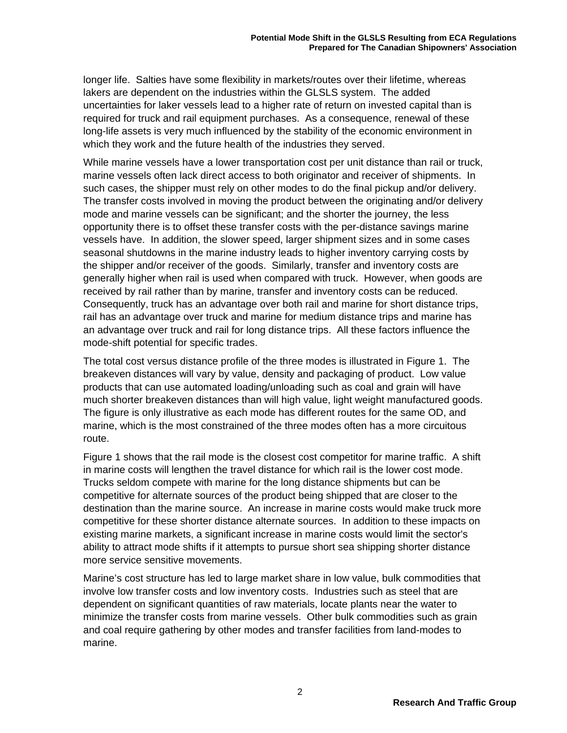longer life. Salties have some flexibility in markets/routes over their lifetime, whereas lakers are dependent on the industries within the GLSLS system. The added uncertainties for laker vessels lead to a higher rate of return on invested capital than is required for truck and rail equipment purchases. As a consequence, renewal of these long-life assets is very much influenced by the stability of the economic environment in which they work and the future health of the industries they served.

While marine vessels have a lower transportation cost per unit distance than rail or truck, marine vessels often lack direct access to both originator and receiver of shipments. In such cases, the shipper must rely on other modes to do the final pickup and/or delivery. The transfer costs involved in moving the product between the originating and/or delivery mode and marine vessels can be significant; and the shorter the journey, the less opportunity there is to offset these transfer costs with the per-distance savings marine vessels have. In addition, the slower speed, larger shipment sizes and in some cases seasonal shutdowns in the marine industry leads to higher inventory carrying costs by the shipper and/or receiver of the goods. Similarly, transfer and inventory costs are generally higher when rail is used when compared with truck. However, when goods are received by rail rather than by marine, transfer and inventory costs can be reduced. Consequently, truck has an advantage over both rail and marine for short distance trips, rail has an advantage over truck and marine for medium distance trips and marine has an advantage over truck and rail for long distance trips. All these factors influence the mode-shift potential for specific trades.

The total cost versus distance profile of the three modes is illustrated in Figure 1. The breakeven distances will vary by value, density and packaging of product. Low value products that can use automated loading/unloading such as coal and grain will have much shorter breakeven distances than will high value, light weight manufactured goods. The figure is only illustrative as each mode has different routes for the same OD, and marine, which is the most constrained of the three modes often has a more circuitous route.

Figure 1 shows that the rail mode is the closest cost competitor for marine traffic. A shift in marine costs will lengthen the travel distance for which rail is the lower cost mode. Trucks seldom compete with marine for the long distance shipments but can be competitive for alternate sources of the product being shipped that are closer to the destination than the marine source. An increase in marine costs would make truck more competitive for these shorter distance alternate sources. In addition to these impacts on existing marine markets, a significant increase in marine costs would limit the sector's ability to attract mode shifts if it attempts to pursue short sea shipping shorter distance more service sensitive movements.

Marine's cost structure has led to large market share in low value, bulk commodities that involve low transfer costs and low inventory costs. Industries such as steel that are dependent on significant quantities of raw materials, locate plants near the water to minimize the transfer costs from marine vessels. Other bulk commodities such as grain and coal require gathering by other modes and transfer facilities from land-modes to marine.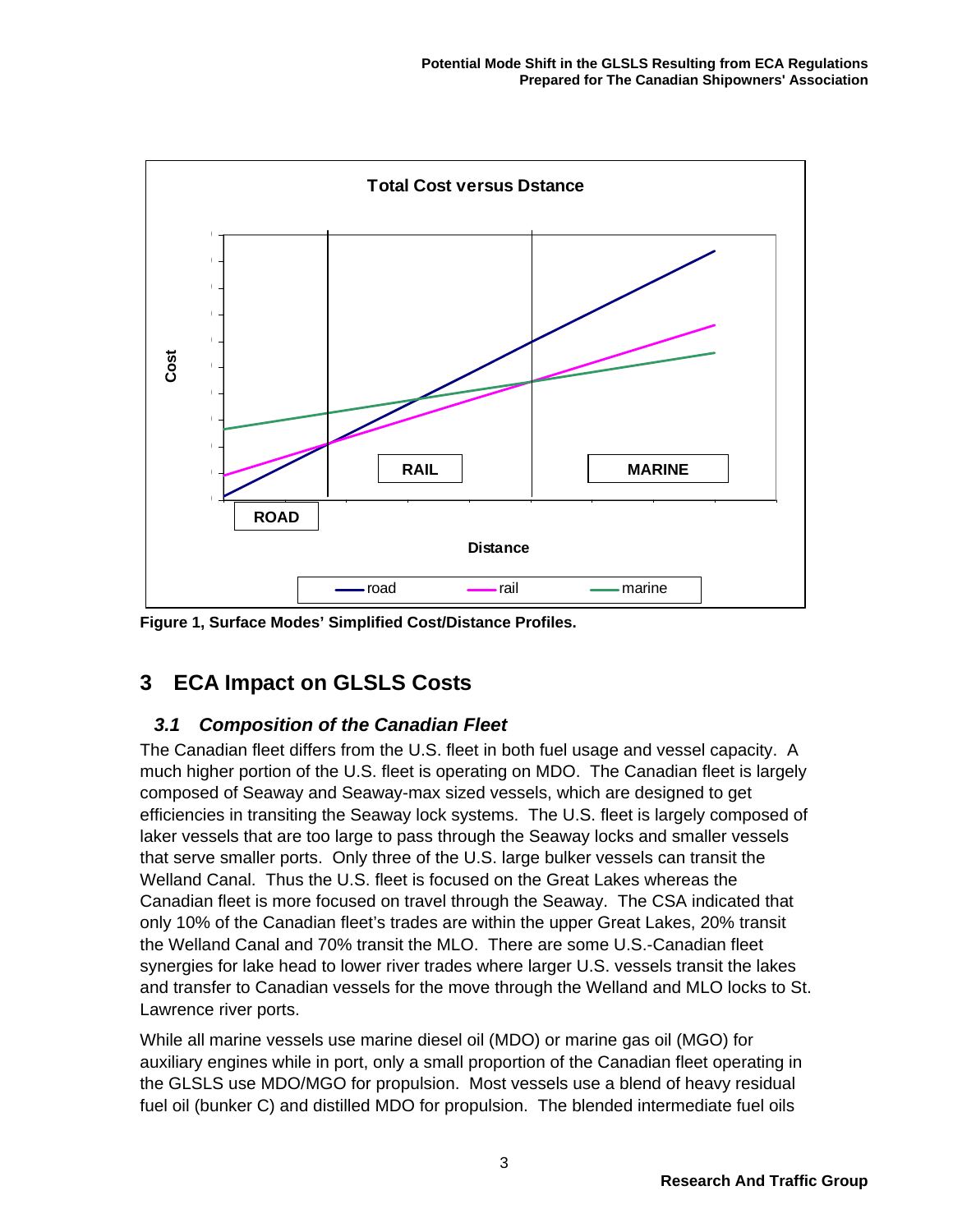Figure 1, Surface Modes' Simplified Cost/Distance Profiles.

## 3 ECA Impact on GLSLS Costs

### *3.1 Composition of the Canadian Fleet*

The Canadian fleet differs from the U.S. fleet in both fuel usage and vessel capacity. A much higher portion of the U.S. fleet is operating on MDO. The Canadian fleet is largely composed of Seaway and Seaway-max sized vessels, which are designed to get efficiencies in transiting the Seaway lock systems. The U.S. fleet is largely composed of laker vessels that are too large to pass through the Seaway locks and smaller vessels that serve smaller ports. Only three of the U.S. large bulker vessels can transit the Welland Canal. Thus the U.S. fleet is focused on the Great Lakes whereas the Canadian fleet is more focused on travel through the Seaway. The CSA indicated that only 10% of the Canadian fleet's trades are within the upper Great Lakes, 20% transit the Welland Canal and 70% transit the MLO. There are some U.S.-Canadian fleet synergies for lake head to lower river trades where larger U.S. vessels transit the lakes and transfer to Canadian vessels for the move through the Welland and MLO locks to St. Lawrence river ports.

While all marine vessels use marine diesel oil (MDO) or marine gas oil (MGO) for auxiliary engines while in port, only a small proportion of the Canadian fleet operating in the GLSLS use MDO/MGO for propulsion. Most vessels use a blend of heavy residual fuel oil (bunker C) and distilled MDO for propulsion. The blended intermediate fuel oils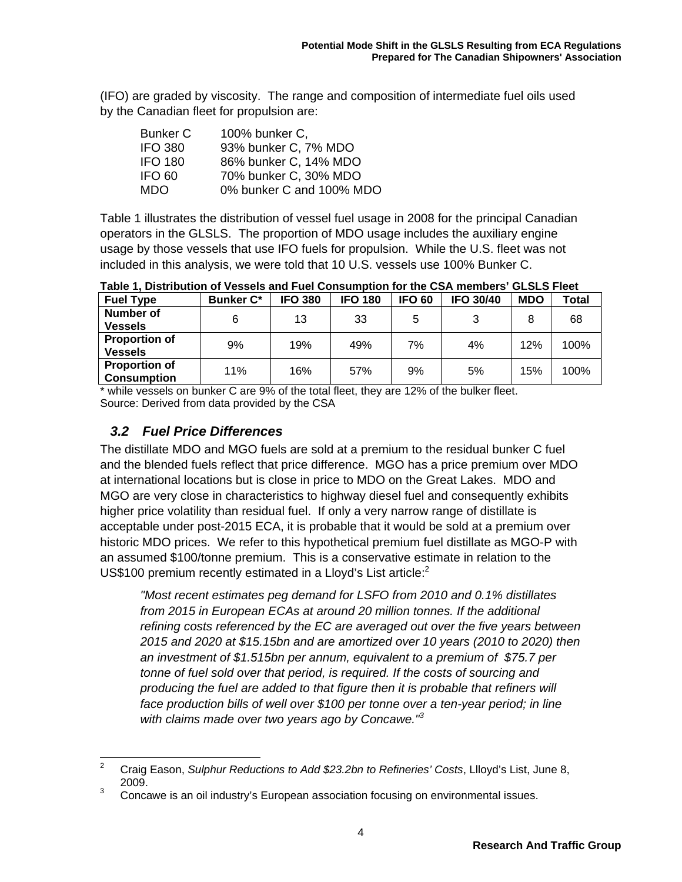(IFO) are graded by viscosity. The range and composition of intermediate fuel oils used by the Canadian fleet for propulsion are:

| | |
|---|---|
| Bunker C | 100% bunker C, |
| IFO 380 | 93% bunker C, 7% MDO |
| IFO 180 | 86% bunker C, 14% MDO |
| IFO 60 | 70% bunker C, 30% MDO |
| MDO | 0% bunker C and 100% MDO |

Table 1 illustrates the distribution of vessel fuel usage in 2008 for the principal Canadian operators in the GLSLS. The proportion of MDO usage includes the auxiliary engine usage by those vessels that use IFO fuels for propulsion. While the U.S. fleet was not included in this analysis, we were told that 10 U.S. vessels use 100% Bunker C.

**Table 1, Distribution of Vessels and Fuel Consumption for the CSA members' GLSLS Fleet**

| Fuel Type | Bunker C* | IFO 380 | IFO 180 | IFO 60 | IFO 30/40 | MDO | Total |
|---|---|---|---|---|---|---|---|
| **Number of Vessels** | 6 | 13 | 33 | 5 | 3 | 8 | 68 |
| **Proportion of Vessels** | 9% | 19% | 49% | 7% | 4% | 12% | 100% |
| **Proportion of Consumption** | 11% | 16% | 57% | 9% | 5% | 15% | 100% |

\* while vessels on bunker C are 9% of the total fleet, they are 12% of the bulker fleet.
Source: Derived from data provided by the CSA

### *3.2 Fuel Price Differences*

The distillate MDO and MGO fuels are sold at a premium to the residual bunker C fuel and the blended fuels reflect that price difference. MGO has a price premium over MDO at international locations but is close in price to MDO on the Great Lakes. MDO and MGO are very close in characteristics to highway diesel fuel and consequently exhibits higher price volatility than residual fuel. If only a very narrow range of distillate is acceptable under post-2015 ECA, it is probable that it would be sold at a premium over historic MDO prices. We refer to this hypothetical premium fuel distillate as MGO-P with an assumed \$100/tonne premium. This is a conservative estimate in relation to the US\$100 premium recently estimated in a Lloyd's List article:[2]

> *"Most recent estimates peg demand for LSFO from 2010 and 0.1% distillates from 2015 in European ECAs at around 20 million tonnes. If the additional refining costs referenced by the EC are averaged out over the five years between 2015 and 2020 at \$15.15bn and are amortized over 10 years (2010 to 2020) then an investment of \$1.515bn per annum, equivalent to a premium of \$75.7 per tonne of fuel sold over that period, is required. If the costs of sourcing and producing the fuel are added to that figure then it is probable that refiners will face production bills of well over \$100 per tonne over a ten-year period; in line with claims made over two years ago by Concawe."*[3]

---

[2] Craig Eason, *Sulphur Reductions to Add \$23.2bn to Refineries' Costs*, Llloyd's List, June 8, 2009.

[3] Concawe is an oil industry's European association focusing on environmental issues.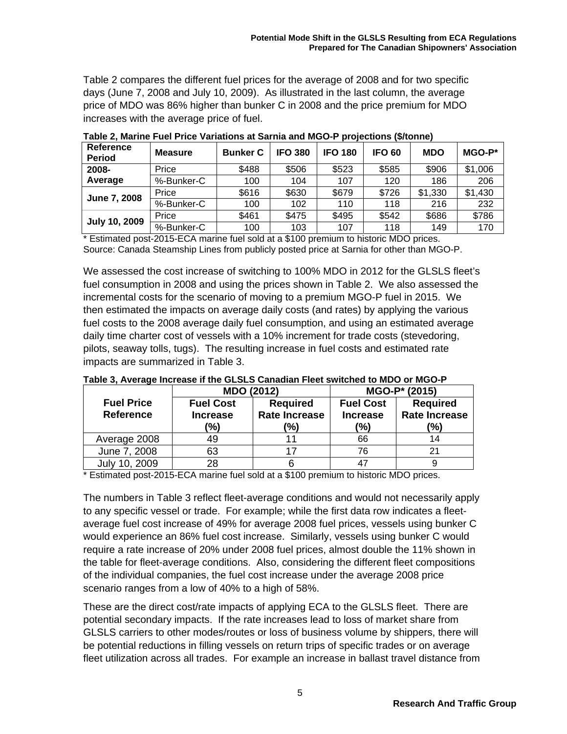Table 2 compares the different fuel prices for the average of 2008 and for two specific days (June 7, 2008 and July 10, 2009). As illustrated in the last column, the average price of MDO was 86% higher than bunker C in 2008 and the price premium for MDO increases with the average price of fuel.

**Table 2, Marine Fuel Price Variations at Sarnia and MGO-P projections ($/tonne)**

| Reference Period | Measure | Bunker C | IFO 380 | IFO 180 | IFO 60 | MDO | MGO-P* |
|---|---|---|---|---|---|---|---|
| 2008-Average | Price | $488 | $506 | $523 | $585 | $906 | $1,006 |
| | %-Bunker-C | 100 | 104 | 107 | 120 | 186 | 206 |
| June 7, 2008 | Price | $616 | $630 | $679 | $726 | $1,330 | $1,430 |
| | %-Bunker-C | 100 | 102 | 110 | 118 | 216 | 232 |
| July 10, 2009 | Price | $461 | $475 | $495 | $542 | $686 | $786 |
| | %-Bunker-C | 100 | 103 | 107 | 118 | 149 | 170 |

\* Estimated post-2015-ECA marine fuel sold at a $100 premium to historic MDO prices.
Source: Canada Steamship Lines from publicly posted price at Sarnia for other than MGO-P.

We assessed the cost increase of switching to 100% MDO in 2012 for the GLSLS fleet's fuel consumption in 2008 and using the prices shown in Table 2. We also assessed the incremental costs for the scenario of moving to a premium MGO-P fuel in 2015. We then estimated the impacts on average daily costs (and rates) by applying the various fuel costs to the 2008 average daily fuel consumption, and using an estimated average daily time charter cost of vessels with a 10% increment for trade costs (stevedoring, pilots, seaway tolls, tugs). The resulting increase in fuel costs and estimated rate impacts are summarized in Table 3.

**Table 3, Average Increase if the GLSLS Canadian Fleet switched to MDO or MGO-P**

| Fuel Price Reference | MDO (2012) | | MGO-P* (2015) | |
|---|---|---|---|---|
| | Fuel Cost Increase (%) | Required Rate Increase (%) | Fuel Cost Increase (%) | Required Rate Increase (%) |
| Average 2008 | 49 | 11 | 66 | 14 |
| June 7, 2008 | 63 | 17 | 76 | 21 |
| July 10, 2009 | 28 | 6 | 47 | 9 |

\* Estimated post-2015-ECA marine fuel sold at a $100 premium to historic MDO prices.

The numbers in Table 3 reflect fleet-average conditions and would not necessarily apply to any specific vessel or trade. For example; while the first data row indicates a fleet-average fuel cost increase of 49% for average 2008 fuel prices, vessels using bunker C would experience an 86% fuel cost increase. Similarly, vessels using bunker C would require a rate increase of 20% under 2008 fuel prices, almost double the 11% shown in the table for fleet-average conditions. Also, considering the different fleet compositions of the individual companies, the fuel cost increase under the average 2008 price scenario ranges from a low of 40% to a high of 58%.

These are the direct cost/rate impacts of applying ECA to the GLSLS fleet. There are potential secondary impacts. If the rate increases lead to loss of market share from GLSLS carriers to other modes/routes or loss of business volume by shippers, there will be potential reductions in filling vessels on return trips of specific trades or on average fleet utilization across all trades. For example an increase in ballast travel distance from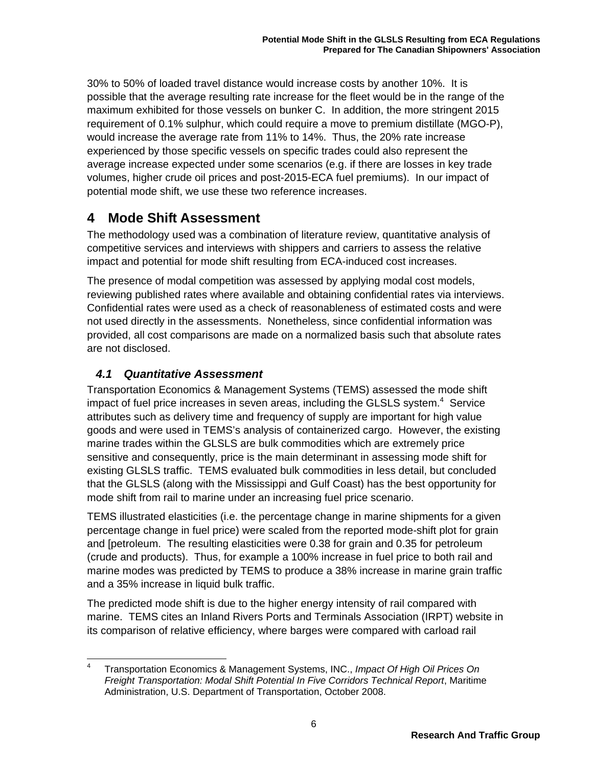30% to 50% of loaded travel distance would increase costs by another 10%. It is possible that the average resulting rate increase for the fleet would be in the range of the maximum exhibited for those vessels on bunker C. In addition, the more stringent 2015 requirement of 0.1% sulphur, which could require a move to premium distillate (MGO-P), would increase the average rate from 11% to 14%. Thus, the 20% rate increase experienced by those specific vessels on specific trades could also represent the average increase expected under some scenarios (e.g. if there are losses in key trade volumes, higher crude oil prices and post-2015-ECA fuel premiums). In our impact of potential mode shift, we use these two reference increases.

# 4 Mode Shift Assessment

The methodology used was a combination of literature review, quantitative analysis of competitive services and interviews with shippers and carriers to assess the relative impact and potential for mode shift resulting from ECA-induced cost increases.

The presence of modal competition was assessed by applying modal cost models, reviewing published rates where available and obtaining confidential rates via interviews. Confidential rates were used as a check of reasonableness of estimated costs and were not used directly in the assessments. Nonetheless, since confidential information was provided, all cost comparisons are made on a normalized basis such that absolute rates are not disclosed.

## *4.1 Quantitative Assessment*

Transportation Economics & Management Systems (TEMS) assessed the mode shift impact of fuel price increases in seven areas, including the GLSLS system.[4] Service attributes such as delivery time and frequency of supply are important for high value goods and were used in TEMS's analysis of containerized cargo. However, the existing marine trades within the GLSLS are bulk commodities which are extremely price sensitive and consequently, price is the main determinant in assessing mode shift for existing GLSLS traffic. TEMS evaluated bulk commodities in less detail, but concluded that the GLSLS (along with the Mississippi and Gulf Coast) has the best opportunity for mode shift from rail to marine under an increasing fuel price scenario.

TEMS illustrated elasticities (i.e. the percentage change in marine shipments for a given percentage change in fuel price) were scaled from the reported mode-shift plot for grain and [petroleum. The resulting elasticities were 0.38 for grain and 0.35 for petroleum (crude and products). Thus, for example a 100% increase in fuel price to both rail and marine modes was predicted by TEMS to produce a 38% increase in marine grain traffic and a 35% increase in liquid bulk traffic.

The predicted mode shift is due to the higher energy intensity of rail compared with marine. TEMS cites an Inland Rivers Ports and Terminals Association (IRPT) website in its comparison of relative efficiency, where barges were compared with carload rail

---

[4] Transportation Economics & Management Systems, INC., *Impact Of High Oil Prices On Freight Transportation: Modal Shift Potential In Five Corridors Technical Report*, Maritime Administration, U.S. Department of Transportation, October 2008.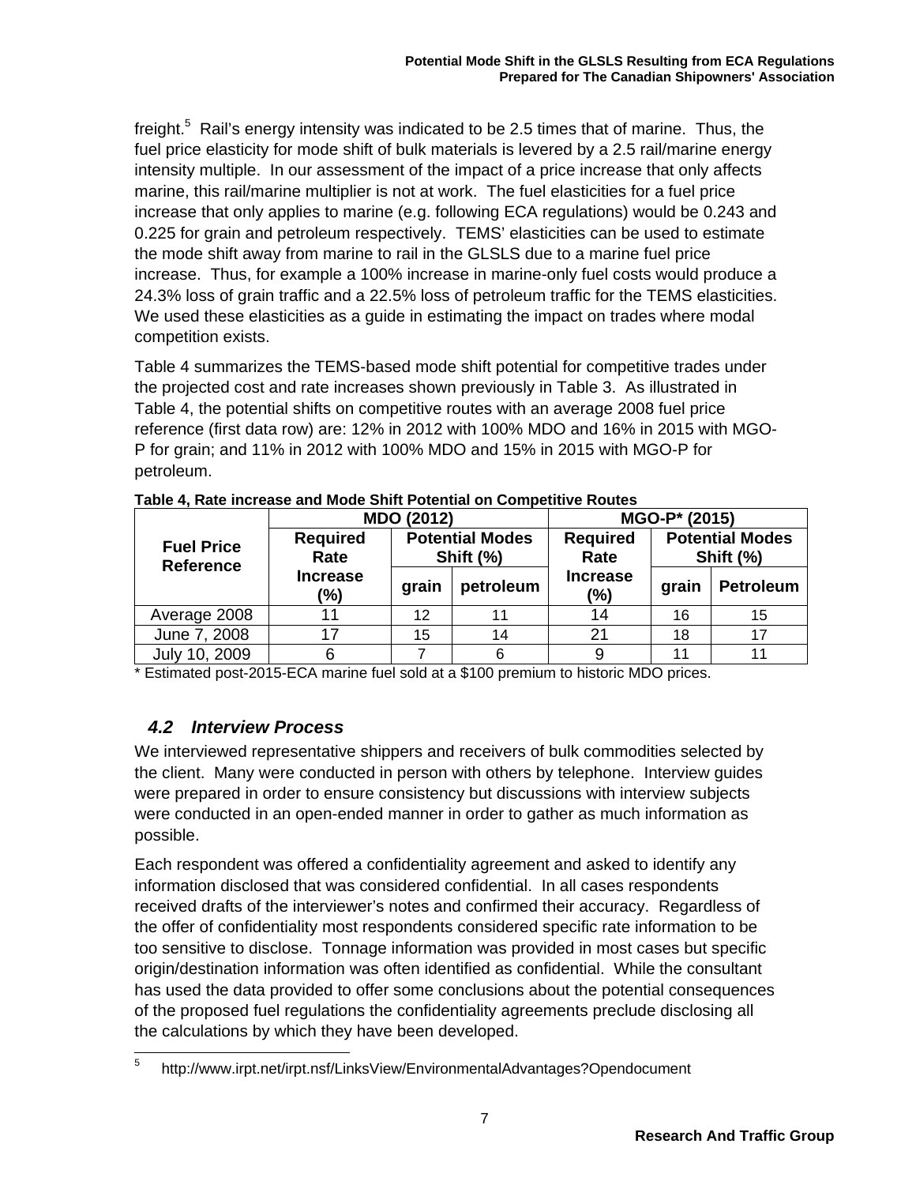freight.[5] Rail's energy intensity was indicated to be 2.5 times that of marine. Thus, the fuel price elasticity for mode shift of bulk materials is levered by a 2.5 rail/marine energy intensity multiple. In our assessment of the impact of a price increase that only affects marine, this rail/marine multiplier is not at work. The fuel elasticities for a fuel price increase that only applies to marine (e.g. following ECA regulations) would be 0.243 and 0.225 for grain and petroleum respectively. TEMS' elasticities can be used to estimate the mode shift away from marine to rail in the GLSLS due to a marine fuel price increase. Thus, for example a 100% increase in marine-only fuel costs would produce a 24.3% loss of grain traffic and a 22.5% loss of petroleum traffic for the TEMS elasticities. We used these elasticities as a guide in estimating the impact on trades where modal competition exists.

Table 4 summarizes the TEMS-based mode shift potential for competitive trades under the projected cost and rate increases shown previously in Table 3. As illustrated in Table 4, the potential shifts on competitive routes with an average 2008 fuel price reference (first data row) are: 12% in 2012 with 100% MDO and 16% in 2015 with MGO-P for grain; and 11% in 2012 with 100% MDO and 15% in 2015 with MGO-P for petroleum.

**Table 4, Rate increase and Mode Shift Potential on Competitive Routes**

| Fuel Price Reference | MDO (2012) | | | MGO-P* (2015) | | |
|---|---|---|---|---|---|---|
| | Required Rate Increase (%) | Potential Modes Shift (%) | | Required Rate Increase (%) | Potential Modes Shift (%) | |
| | | grain | petroleum | | grain | Petroleum |
| Average 2008 | 11 | 12 | 11 | 14 | 16 | 15 |
| June 7, 2008 | 17 | 15 | 14 | 21 | 18 | 17 |
| July 10, 2009 | 6 | 7 | 6 | 9 | 11 | 11 |

\* Estimated post-2015-ECA marine fuel sold at a $100 premium to historic MDO prices.

## *4.2 Interview Process*

We interviewed representative shippers and receivers of bulk commodities selected by the client. Many were conducted in person with others by telephone. Interview guides were prepared in order to ensure consistency but discussions with interview subjects were conducted in an open-ended manner in order to gather as much information as possible.

Each respondent was offered a confidentiality agreement and asked to identify any information disclosed that was considered confidential. In all cases respondents received drafts of the interviewer's notes and confirmed their accuracy. Regardless of the offer of confidentiality most respondents considered specific rate information to be too sensitive to disclose. Tonnage information was provided in most cases but specific origin/destination information was often identified as confidential. While the consultant has used the data provided to offer some conclusions about the potential consequences of the proposed fuel regulations the confidentiality agreements preclude disclosing all the calculations by which they have been developed.

[5] http://www.irpt.net/irpt.nsf/LinksView/EnvironmentalAdvantages?Opendocument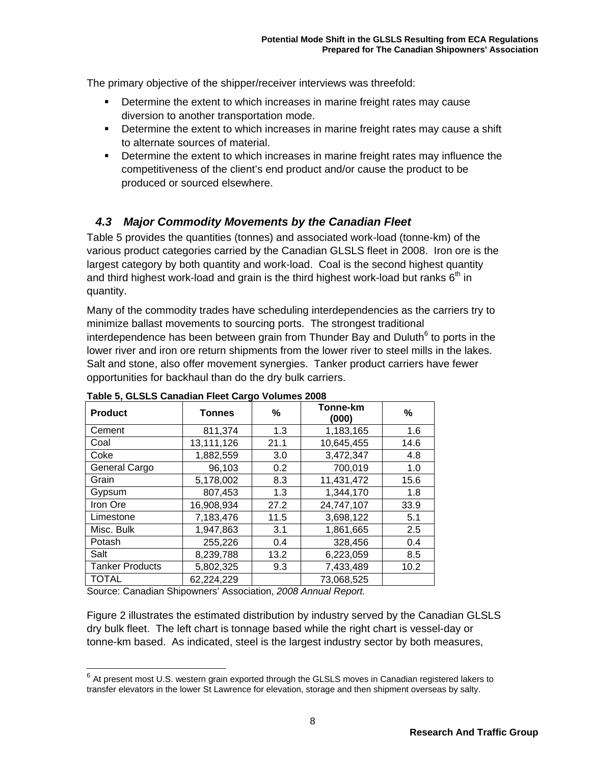The primary objective of the shipper/receiver interviews was threefold:

- Determine the extent to which increases in marine freight rates may cause diversion to another transportation mode.
- Determine the extent to which increases in marine freight rates may cause a shift to alternate sources of material.
- Determine the extent to which increases in marine freight rates may influence the competitiveness of the client's end product and/or cause the product to be produced or sourced elsewhere.

## *4.3 Major Commodity Movements by the Canadian Fleet*

Table 5 provides the quantities (tonnes) and associated work-load (tonne-km) of the various product categories carried by the Canadian GLSLS fleet in 2008. Iron ore is the largest category by both quantity and work-load. Coal is the second highest quantity and third highest work-load and grain is the third highest work-load but ranks 6th in quantity.

Many of the commodity trades have scheduling interdependencies as the carriers try to minimize ballast movements to sourcing ports. The strongest traditional interdependence has been between grain from Thunder Bay and Duluth[6] to ports in the lower river and iron ore return shipments from the lower river to steel mills in the lakes. Salt and stone, also offer movement synergies. Tanker product carriers have fewer opportunities for backhaul than do the dry bulk carriers.

**Table 5, GLSLS Canadian Fleet Cargo Volumes 2008**

| Product | Tonnes | % | Tonne-km (000) | % |
|---|---|---|---|---|
| Cement | 811,374 | 1.3 | 1,183,165 | 1.6 |
| Coal | 13,111,126 | 21.1 | 10,645,455 | 14.6 |
| Coke | 1,882,559 | 3.0 | 3,472,347 | 4.8 |
| General Cargo | 96,103 | 0.2 | 700,019 | 1.0 |
| Grain | 5,178,002 | 8.3 | 11,431,472 | 15.6 |
| Gypsum | 807,453 | 1.3 | 1,344,170 | 1.8 |
| Iron Ore | 16,908,934 | 27.2 | 24,747,107 | 33.9 |
| Limestone | 7,183,476 | 11.5 | 3,698,122 | 5.1 |
| Misc. Bulk | 1,947,863 | 3.1 | 1,861,665 | 2.5 |
| Potash | 255,226 | 0.4 | 328,456 | 0.4 |
| Salt | 8,239,788 | 13.2 | 6,223,059 | 8.5 |
| Tanker Products | 5,802,325 | 9.3 | 7,433,489 | 10.2 |
| TOTAL | 62,224,229 | | 73,068,525 | |

Source: Canadian Shipowners' Association, *2008 Annual Report.*

Figure 2 illustrates the estimated distribution by industry served by the Canadian GLSLS dry bulk fleet. The left chart is tonnage based while the right chart is vessel-day or tonne-km based. As indicated, steel is the largest industry sector by both measures,

[6] At present most U.S. western grain exported through the GLSLS moves in Canadian registered lakers to transfer elevators in the lower St Lawrence for elevation, storage and then shipment overseas by salty.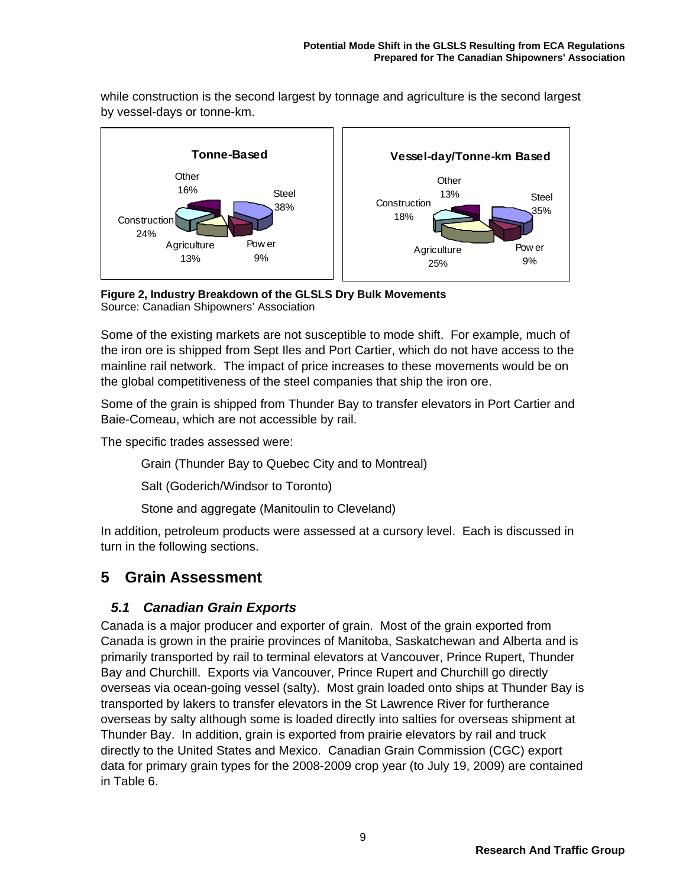while construction is the second largest by tonnage and agriculture is the second largest by vessel-days or tonne-km.

**Figure 2, Industry Breakdown of the GLSLS Dry Bulk Movements**
Source: Canadian Shipowners' Association

Some of the existing markets are not susceptible to mode shift. For example, much of the iron ore is shipped from Sept Iles and Port Cartier, which do not have access to the mainline rail network. The impact of price increases to these movements would be on the global competitiveness of the steel companies that ship the iron ore.

Some of the grain is shipped from Thunder Bay to transfer elevators in Port Cartier and Baie-Comeau, which are not accessible by rail.

The specific trades assessed were:

- Grain (Thunder Bay to Quebec City and to Montreal)
- Salt (Goderich/Windsor to Toronto)
- Stone and aggregate (Manitoulin to Cleveland)

In addition, petroleum products were assessed at a cursory level. Each is discussed in turn in the following sections.

# 5 Grain Assessment

## *5.1 Canadian Grain Exports*

Canada is a major producer and exporter of grain. Most of the grain exported from Canada is grown in the prairie provinces of Manitoba, Saskatchewan and Alberta and is primarily transported by rail to terminal elevators at Vancouver, Prince Rupert, Thunder Bay and Churchill. Exports via Vancouver, Prince Rupert and Churchill go directly overseas via ocean-going vessel (salty). Most grain loaded onto ships at Thunder Bay is transported by lakers to transfer elevators in the St Lawrence River for furtherance overseas by salty although some is loaded directly into salties for overseas shipment at Thunder Bay. In addition, grain is exported from prairie elevators by rail and truck directly to the United States and Mexico. Canadian Grain Commission (CGC) export data for primary grain types for the 2008-2009 crop year (to July 19, 2009) are contained in Table 6.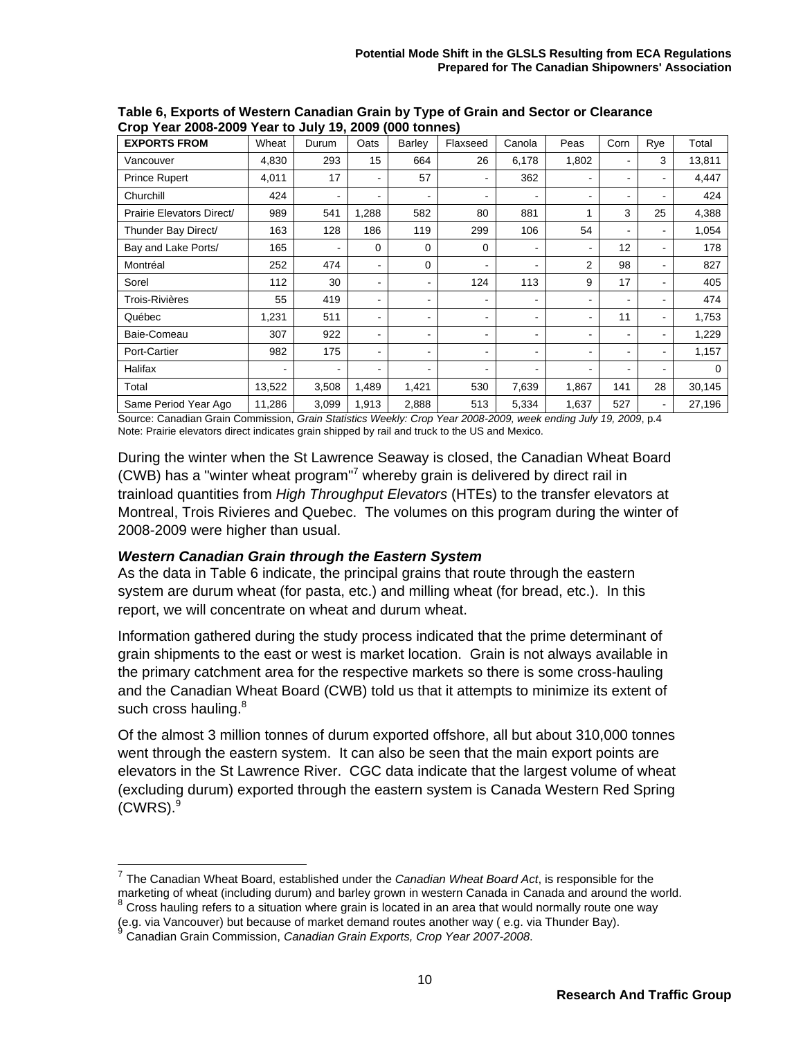**Table 6, Exports of Western Canadian Grain by Type of Grain and Sector or Clearance Crop Year 2008-2009 Year to July 19, 2009 (000 tonnes)**

| EXPORTS FROM | Wheat | Durum | Oats | Barley | Flaxseed | Canola | Peas | Corn | Rye | Total |
|---|---|---|---|---|---|---|---|---|---|---|
| Vancouver | 4,830 | 293 | 15 | 664 | 26 | 6,178 | 1,802 | - | 3 | 13,811 |
| Prince Rupert | 4,011 | 17 | - | 57 | - | 362 | - | - | - | 4,447 |
| Churchill | 424 | - | - | - | - | - | - | - | - | 424 |
| Prairie Elevators Direct/ | 989 | 541 | 1,288 | 582 | 80 | 881 | 1 | 3 | 25 | 4,388 |
| Thunder Bay Direct/ | 163 | 128 | 186 | 119 | 299 | 106 | 54 | - | - | 1,054 |
| Bay and Lake Ports/ | 165 | - | 0 | 0 | 0 | - | - | 12 | - | 178 |
| Montréal | 252 | 474 | - | 0 | - | - | 2 | 98 | - | 827 |
| Sorel | 112 | 30 | - | - | 124 | 113 | 9 | 17 | - | 405 |
| Trois-Rivières | 55 | 419 | - | - | - | - | - | - | - | 474 |
| Québec | 1,231 | 511 | - | - | - | - | - | 11 | - | 1,753 |
| Baie-Comeau | 307 | 922 | - | - | - | - | - | - | - | 1,229 |
| Port-Cartier | 982 | 175 | - | - | - | - | - | - | - | 1,157 |
| Halifax | - | - | - | - | - | - | - | - | - | 0 |
| Total | 13,522 | 3,508 | 1,489 | 1,421 | 530 | 7,639 | 1,867 | 141 | 28 | 30,145 |
| Same Period Year Ago | 11,286 | 3,099 | 1,913 | 2,888 | 513 | 5,334 | 1,637 | 527 | - | 27,196 |

Source: Canadian Grain Commission, *Grain Statistics Weekly: Crop Year 2008-2009, week ending July 19, 2009*, p.4
Note: Prairie elevators direct indicates grain shipped by rail and truck to the US and Mexico.

During the winter when the St Lawrence Seaway is closed, the Canadian Wheat Board (CWB) has a "winter wheat program"[7] whereby grain is delivered by direct rail in trainload quantities from *High Throughput Elevators* (HTEs) to the transfer elevators at Montreal, Trois Rivieres and Quebec. The volumes on this program during the winter of 2008-2009 were higher than usual.

### *Western Canadian Grain through the Eastern System*

As the data in Table 6 indicate, the principal grains that route through the eastern system are durum wheat (for pasta, etc.) and milling wheat (for bread, etc.). In this report, we will concentrate on wheat and durum wheat.

Information gathered during the study process indicated that the prime determinant of grain shipments to the east or west is market location. Grain is not always available in the primary catchment area for the respective markets so there is some cross-hauling and the Canadian Wheat Board (CWB) told us that it attempts to minimize its extent of such cross hauling.[8]

Of the almost 3 million tonnes of durum exported offshore, all but about 310,000 tonnes went through the eastern system. It can also be seen that the main export points are elevators in the St Lawrence River. CGC data indicate that the largest volume of wheat (excluding durum) exported through the eastern system is Canada Western Red Spring (CWRS).[9]

---

[7] The Canadian Wheat Board, established under the *Canadian Wheat Board Act*, is responsible for the marketing of wheat (including durum) and barley grown in western Canada in Canada and around the world.

[8] Cross hauling refers to a situation where grain is located in an area that would normally route one way (e.g. via Vancouver) but because of market demand routes another way ( e.g. via Thunder Bay).

[9] Canadian Grain Commission, *Canadian Grain Exports, Crop Year 2007-2008*.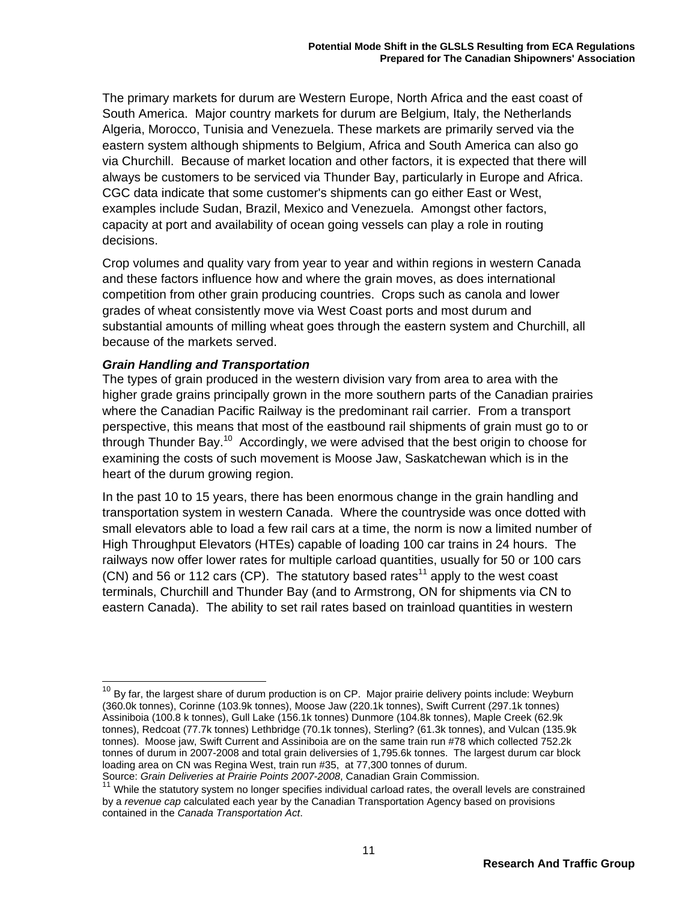The primary markets for durum are Western Europe, North Africa and the east coast of South America. Major country markets for durum are Belgium, Italy, the Netherlands Algeria, Morocco, Tunisia and Venezuela. These markets are primarily served via the eastern system although shipments to Belgium, Africa and South America can also go via Churchill. Because of market location and other factors, it is expected that there will always be customers to be serviced via Thunder Bay, particularly in Europe and Africa. CGC data indicate that some customer's shipments can go either East or West, examples include Sudan, Brazil, Mexico and Venezuela. Amongst other factors, capacity at port and availability of ocean going vessels can play a role in routing decisions.

Crop volumes and quality vary from year to year and within regions in western Canada and these factors influence how and where the grain moves, as does international competition from other grain producing countries. Crops such as canola and lower grades of wheat consistently move via West Coast ports and most durum and substantial amounts of milling wheat goes through the eastern system and Churchill, all because of the markets served.

***Grain Handling and Transportation***

The types of grain produced in the western division vary from area to area with the higher grade grains principally grown in the more southern parts of the Canadian prairies where the Canadian Pacific Railway is the predominant rail carrier. From a transport perspective, this means that most of the eastbound rail shipments of grain must go to or through Thunder Bay.[10] Accordingly, we were advised that the best origin to choose for examining the costs of such movement is Moose Jaw, Saskatchewan which is in the heart of the durum growing region.

In the past 10 to 15 years, there has been enormous change in the grain handling and transportation system in western Canada. Where the countryside was once dotted with small elevators able to load a few rail cars at a time, the norm is now a limited number of High Throughput Elevators (HTEs) capable of loading 100 car trains in 24 hours. The railways now offer lower rates for multiple carload quantities, usually for 50 or 100 cars (CN) and 56 or 112 cars (CP). The statutory based rates[11] apply to the west coast terminals, Churchill and Thunder Bay (and to Armstrong, ON for shipments via CN to eastern Canada). The ability to set rail rates based on trainload quantities in western

---

[10] By far, the largest share of durum production is on CP. Major prairie delivery points include: Weyburn (360.0k tonnes), Corinne (103.9k tonnes), Moose Jaw (220.1k tonnes), Swift Current (297.1k tonnes) Assiniboia (100.8 k tonnes), Gull Lake (156.1k tonnes) Dunmore (104.8k tonnes), Maple Creek (62.9k tonnes), Redcoat (77.7k tonnes) Lethbridge (70.1k tonnes), Sterling? (61.3k tonnes), and Vulcan (135.9k tonnes). Moose jaw, Swift Current and Assiniboia are on the same train run #78 which collected 752.2k tonnes of durum in 2007-2008 and total grain deliverysies of 1,795.6k tonnes. The largest durum car block loading area on CN was Regina West, train run #35, at 77,300 tonnes of durum.
Source: *Grain Deliveries at Prairie Points 2007-2008*, Canadian Grain Commission.

[11] While the statutory system no longer specifies individual carload rates, the overall levels are constrained by a *revenue cap* calculated each year by the Canadian Transportation Agency based on provisions contained in the *Canada Transportation Act*.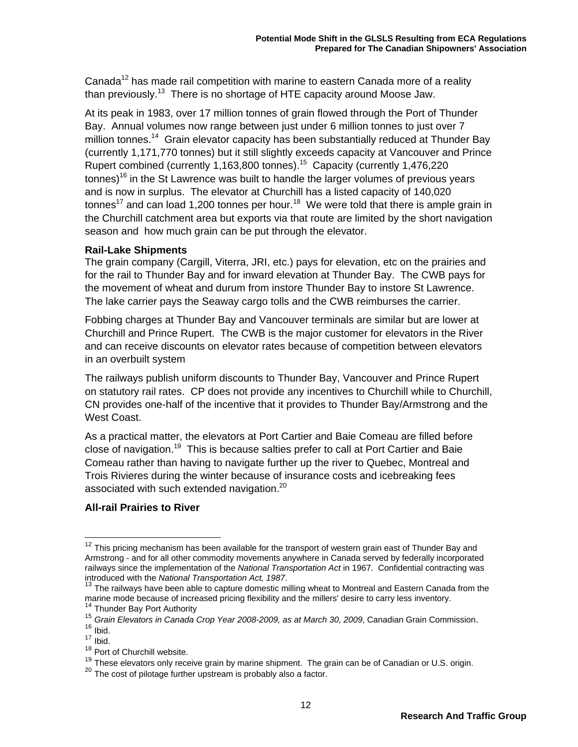Canada[12] has made rail competition with marine to eastern Canada more of a reality than previously.[13] There is no shortage of HTE capacity around Moose Jaw.

At its peak in 1983, over 17 million tonnes of grain flowed through the Port of Thunder Bay. Annual volumes now range between just under 6 million tonnes to just over 7 million tonnes.[14] Grain elevator capacity has been substantially reduced at Thunder Bay (currently 1,171,770 tonnes) but it still slightly exceeds capacity at Vancouver and Prince Rupert combined (currently 1,163,800 tonnes).[15] Capacity (currently 1,476,220 tonnes)[16] in the St Lawrence was built to handle the larger volumes of previous years and is now in surplus. The elevator at Churchill has a listed capacity of 140,020 tonnes[17] and can load 1,200 tonnes per hour.[18] We were told that there is ample grain in the Churchill catchment area but exports via that route are limited by the short navigation season and how much grain can be put through the elevator.

**Rail-Lake Shipments**

The grain company (Cargill, Viterra, JRI, etc.) pays for elevation, etc on the prairies and for the rail to Thunder Bay and for inward elevation at Thunder Bay. The CWB pays for the movement of wheat and durum from instore Thunder Bay to instore St Lawrence. The lake carrier pays the Seaway cargo tolls and the CWB reimburses the carrier.

Fobbing charges at Thunder Bay and Vancouver terminals are similar but are lower at Churchill and Prince Rupert. The CWB is the major customer for elevators in the River and can receive discounts on elevator rates because of competition between elevators in an overbuilt system

The railways publish uniform discounts to Thunder Bay, Vancouver and Prince Rupert on statutory rail rates. CP does not provide any incentives to Churchill while to Churchill, CN provides one-half of the incentive that it provides to Thunder Bay/Armstrong and the West Coast.

As a practical matter, the elevators at Port Cartier and Baie Comeau are filled before close of navigation.[19] This is because salties prefer to call at Port Cartier and Baie Comeau rather than having to navigate further up the river to Quebec, Montreal and Trois Rivieres during the winter because of insurance costs and icebreaking fees associated with such extended navigation.[20]

**All-rail Prairies to River**

---

[12] This pricing mechanism has been available for the transport of western grain east of Thunder Bay and Armstrong - and for all other commodity movements anywhere in Canada served by federally incorporated railways since the implementation of the *National Transportation Act* in 1967. Confidential contracting was introduced with the *National Transportation Act, 1987*.

[13] The railways have been able to capture domestic milling wheat to Montreal and Eastern Canada from the marine mode because of increased pricing flexibility and the millers' desire to carry less inventory.

[14] Thunder Bay Port Authority

[15] *Grain Elevators in Canada Crop Year 2008-2009, as at March 30, 2009*, Canadian Grain Commission.

[16] Ibid.

[17] Ibid.

[18] Port of Churchill website.

[19] These elevators only receive grain by marine shipment. The grain can be of Canadian or U.S. origin.

[20] The cost of pilotage further upstream is probably also a factor.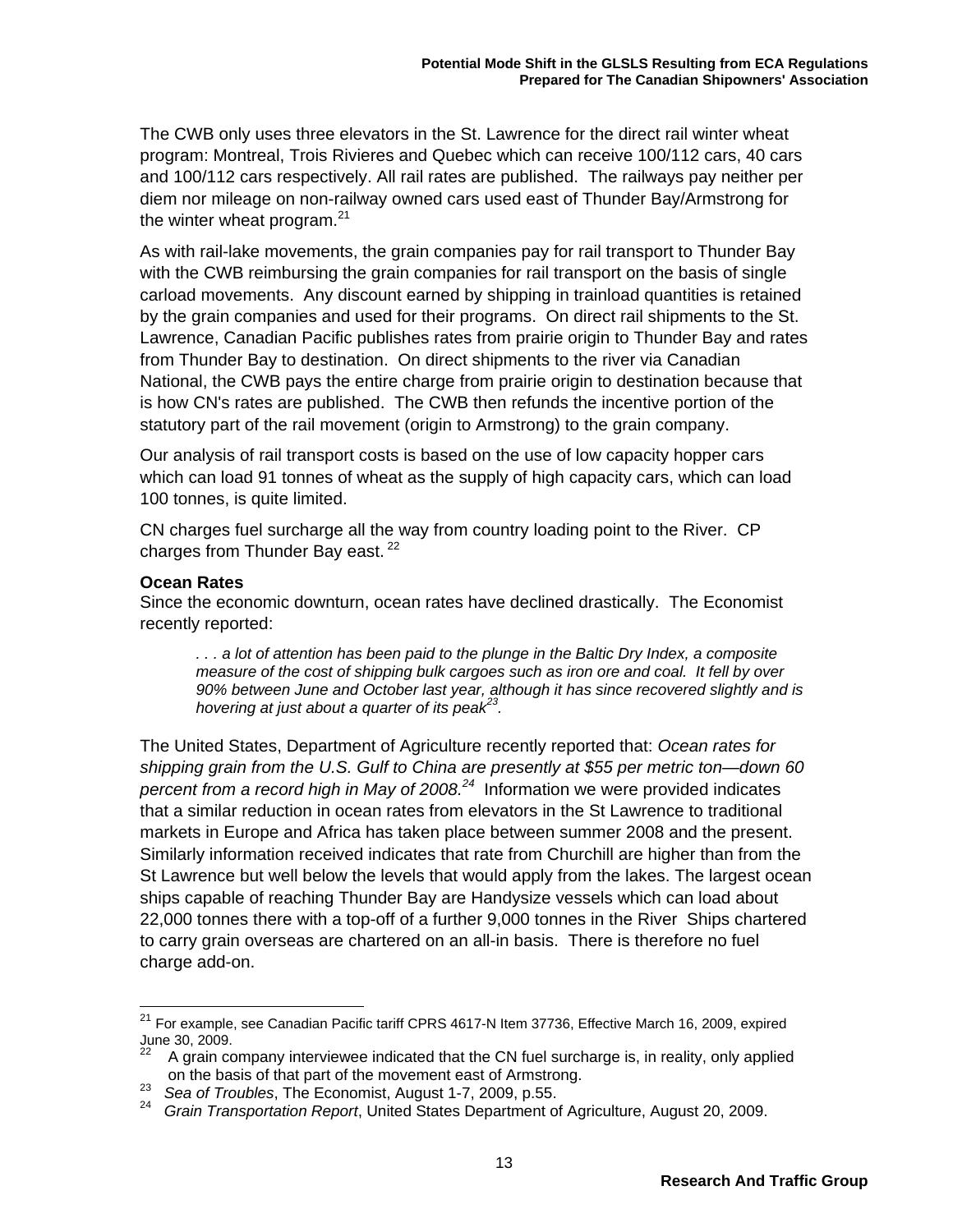The CWB only uses three elevators in the St. Lawrence for the direct rail winter wheat program: Montreal, Trois Rivieres and Quebec which can receive 100/112 cars, 40 cars and 100/112 cars respectively. All rail rates are published. The railways pay neither per diem nor mileage on non-railway owned cars used east of Thunder Bay/Armstrong for the winter wheat program.[21]

As with rail-lake movements, the grain companies pay for rail transport to Thunder Bay with the CWB reimbursing the grain companies for rail transport on the basis of single carload movements. Any discount earned by shipping in trainload quantities is retained by the grain companies and used for their programs. On direct rail shipments to the St. Lawrence, Canadian Pacific publishes rates from prairie origin to Thunder Bay and rates from Thunder Bay to destination. On direct shipments to the river via Canadian National, the CWB pays the entire charge from prairie origin to destination because that is how CN's rates are published. The CWB then refunds the incentive portion of the statutory part of the rail movement (origin to Armstrong) to the grain company.

Our analysis of rail transport costs is based on the use of low capacity hopper cars which can load 91 tonnes of wheat as the supply of high capacity cars, which can load 100 tonnes, is quite limited.

CN charges fuel surcharge all the way from country loading point to the River. CP charges from Thunder Bay east.[22]

**Ocean Rates**

Since the economic downturn, ocean rates have declined drastically. The Economist recently reported:

> *. . . a lot of attention has been paid to the plunge in the Baltic Dry Index, a composite measure of the cost of shipping bulk cargoes such as iron ore and coal. It fell by over 90% between June and October last year, although it has since recovered slightly and is hovering at just about a quarter of its peak[23].*

The United States, Department of Agriculture recently reported that: *Ocean rates for shipping grain from the U.S. Gulf to China are presently at $55 per metric ton—down 60 percent from a record high in May of 2008.[24]* Information we were provided indicates that a similar reduction in ocean rates from elevators in the St Lawrence to traditional markets in Europe and Africa has taken place between summer 2008 and the present. Similarly information received indicates that rate from Churchill are higher than from the St Lawrence but well below the levels that would apply from the lakes. The largest ocean ships capable of reaching Thunder Bay are Handysize vessels which can load about 22,000 tonnes there with a top-off of a further 9,000 tonnes in the River Ships chartered to carry grain overseas are chartered on an all-in basis. There is therefore no fuel charge add-on.

---

[21] For example, see Canadian Pacific tariff CPRS 4617-N Item 37736, Effective March 16, 2009, expired June 30, 2009.

[22] A grain company interviewee indicated that the CN fuel surcharge is, in reality, only applied on the basis of that part of the movement east of Armstrong.

[23] *Sea of Troubles*, The Economist, August 1-7, 2009, p.55.

[24] *Grain Transportation Report*, United States Department of Agriculture, August 20, 2009.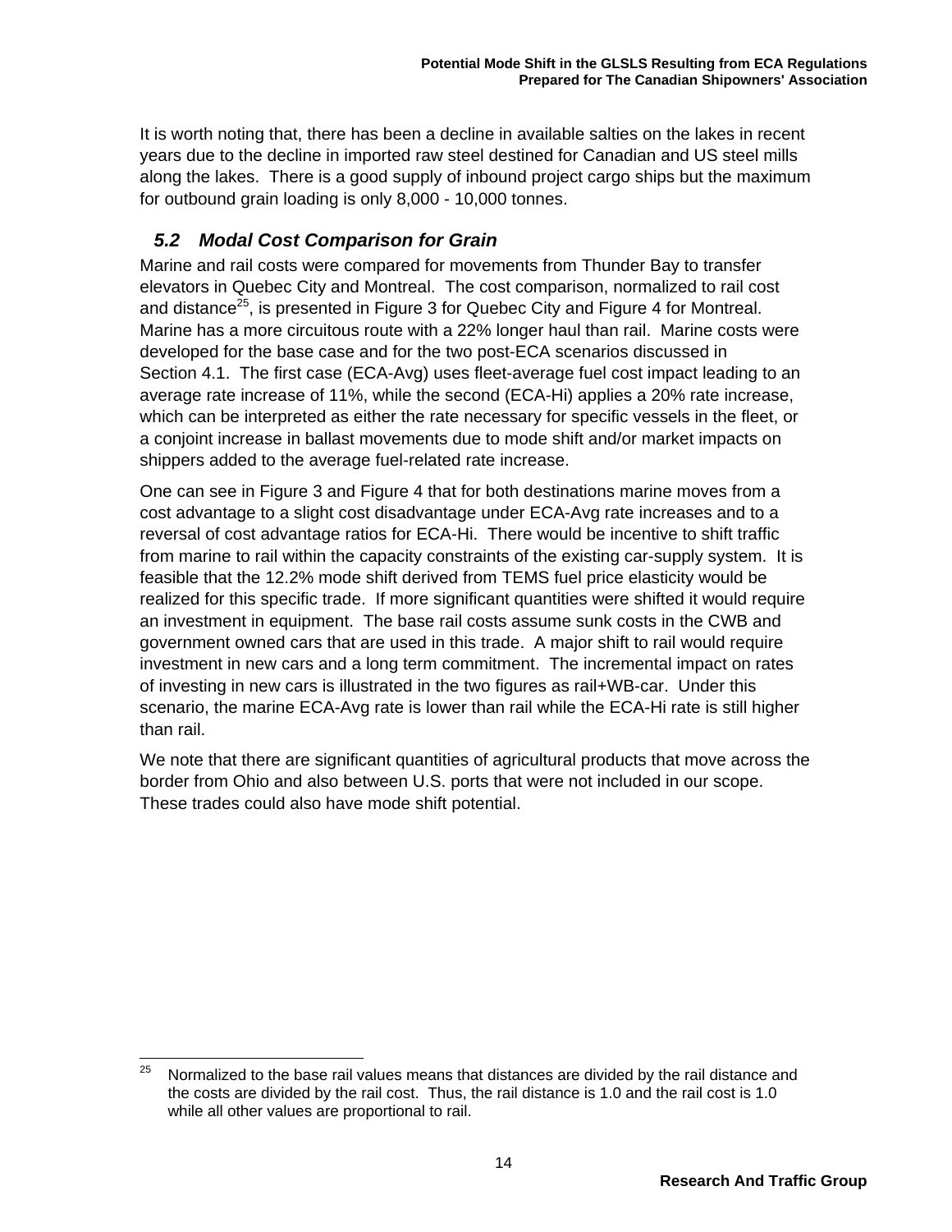It is worth noting that, there has been a decline in available salties on the lakes in recent years due to the decline in imported raw steel destined for Canadian and US steel mills along the lakes. There is a good supply of inbound project cargo ships but the maximum for outbound grain loading is only 8,000 - 10,000 tonnes.

## *5.2 Modal Cost Comparison for Grain*

Marine and rail costs were compared for movements from Thunder Bay to transfer elevators in Quebec City and Montreal. The cost comparison, normalized to rail cost and distance[25], is presented in Figure 3 for Quebec City and Figure 4 for Montreal. Marine has a more circuitous route with a 22% longer haul than rail. Marine costs were developed for the base case and for the two post-ECA scenarios discussed in Section 4.1. The first case (ECA-Avg) uses fleet-average fuel cost impact leading to an average rate increase of 11%, while the second (ECA-Hi) applies a 20% rate increase, which can be interpreted as either the rate necessary for specific vessels in the fleet, or a conjoint increase in ballast movements due to mode shift and/or market impacts on shippers added to the average fuel-related rate increase.

One can see in Figure 3 and Figure 4 that for both destinations marine moves from a cost advantage to a slight cost disadvantage under ECA-Avg rate increases and to a reversal of cost advantage ratios for ECA-Hi. There would be incentive to shift traffic from marine to rail within the capacity constraints of the existing car-supply system. It is feasible that the 12.2% mode shift derived from TEMS fuel price elasticity would be realized for this specific trade. If more significant quantities were shifted it would require an investment in equipment. The base rail costs assume sunk costs in the CWB and government owned cars that are used in this trade. A major shift to rail would require investment in new cars and a long term commitment. The incremental impact on rates of investing in new cars is illustrated in the two figures as rail+WB-car. Under this scenario, the marine ECA-Avg rate is lower than rail while the ECA-Hi rate is still higher than rail.

We note that there are significant quantities of agricultural products that move across the border from Ohio and also between U.S. ports that were not included in our scope. These trades could also have mode shift potential.

---

[25] Normalized to the base rail values means that distances are divided by the rail distance and the costs are divided by the rail cost. Thus, the rail distance is 1.0 and the rail cost is 1.0 while all other values are proportional to rail.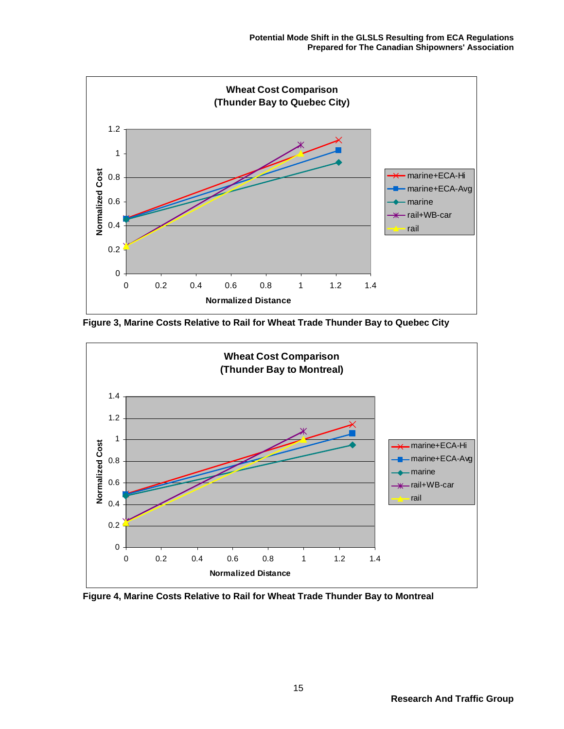Figure 3, Marine Costs Relative to Rail for Wheat Trade Thunder Bay to Quebec City

Figure 4, Marine Costs Relative to Rail for Wheat Trade Thunder Bay to Montreal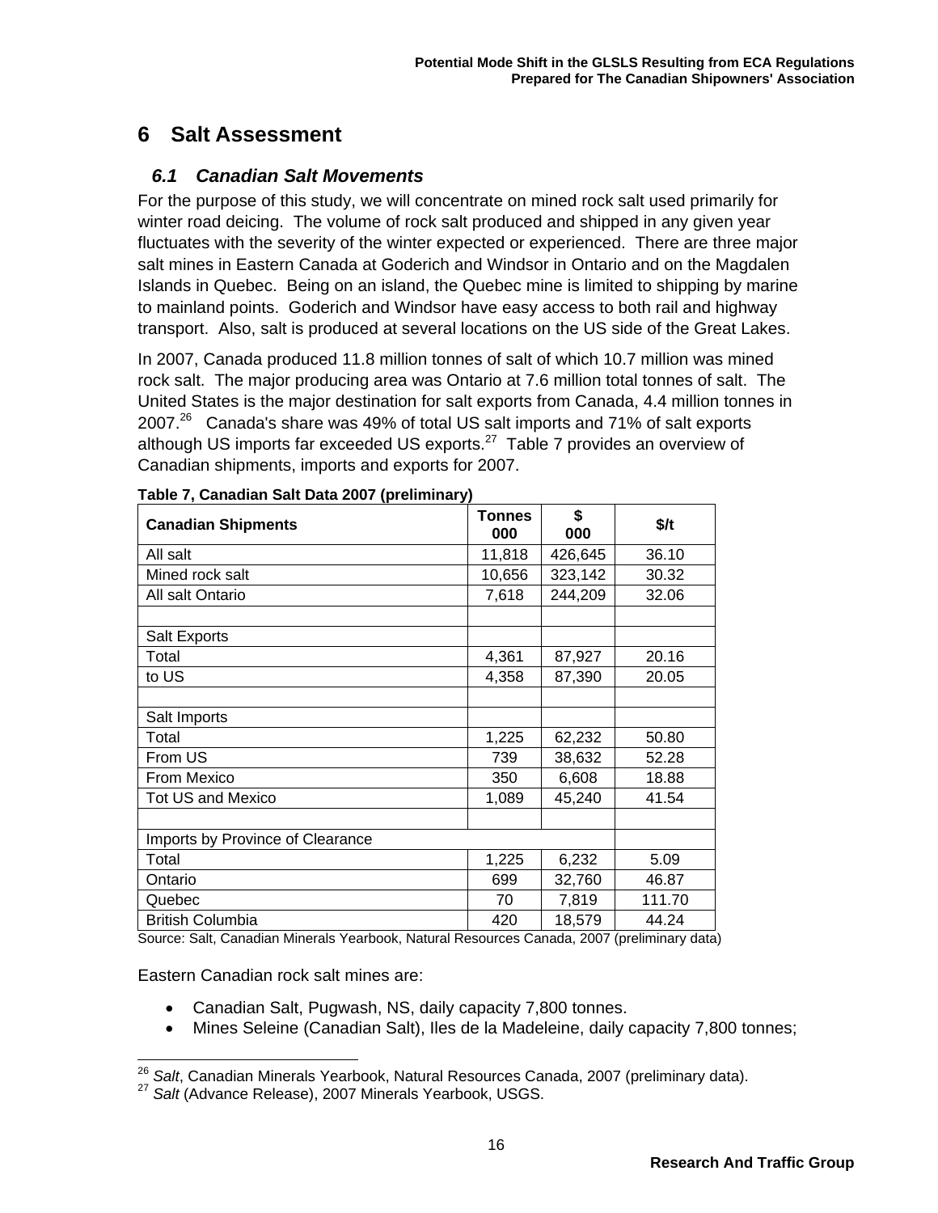# 6 Salt Assessment

## *6.1 Canadian Salt Movements*

For the purpose of this study, we will concentrate on mined rock salt used primarily for winter road deicing. The volume of rock salt produced and shipped in any given year fluctuates with the severity of the winter expected or experienced. There are three major salt mines in Eastern Canada at Goderich and Windsor in Ontario and on the Magdalen Islands in Quebec. Being on an island, the Quebec mine is limited to shipping by marine to mainland points. Goderich and Windsor have easy access to both rail and highway transport. Also, salt is produced at several locations on the US side of the Great Lakes.

In 2007, Canada produced 11.8 million tonnes of salt of which 10.7 million was mined rock salt. The major producing area was Ontario at 7.6 million total tonnes of salt. The United States is the major destination for salt exports from Canada, 4.4 million tonnes in 2007.[26] Canada's share was 49% of total US salt imports and 71% of salt exports although US imports far exceeded US exports.[27] Table 7 provides an overview of Canadian shipments, imports and exports for 2007.

**Table 7, Canadian Salt Data 2007 (preliminary)**

| Canadian Shipments | Tonnes 000 | $ 000 | $/t |
|---|---|---|---|
| All salt | 11,818 | 426,645 | 36.10 |
| Mined rock salt | 10,656 | 323,142 | 30.32 |
| All salt Ontario | 7,618 | 244,209 | 32.06 |
| | | | |
| Salt Exports | | | |
| Total | 4,361 | 87,927 | 20.16 |
| to US | 4,358 | 87,390 | 20.05 |
| | | | |
| Salt Imports | | | |
| Total | 1,225 | 62,232 | 50.80 |
| From US | 739 | 38,632 | 52.28 |
| From Mexico | 350 | 6,608 | 18.88 |
| Tot US and Mexico | 1,089 | 45,240 | 41.54 |
| | | | |
| Imports by Province of Clearance | | | |
| Total | 1,225 | 6,232 | 5.09 |
| Ontario | 699 | 32,760 | 46.87 |
| Quebec | 70 | 7,819 | 111.70 |
| British Columbia | 420 | 18,579 | 44.24 |

Source: Salt, Canadian Minerals Yearbook, Natural Resources Canada, 2007 (preliminary data)

Eastern Canadian rock salt mines are:

- Canadian Salt, Pugwash, NS, daily capacity 7,800 tonnes.
- Mines Seleine (Canadian Salt), Iles de la Madeleine, daily capacity 7,800 tonnes;

[26] *Salt*, Canadian Minerals Yearbook, Natural Resources Canada, 2007 (preliminary data).
[27] *Salt* (Advance Release), 2007 Minerals Yearbook, USGS.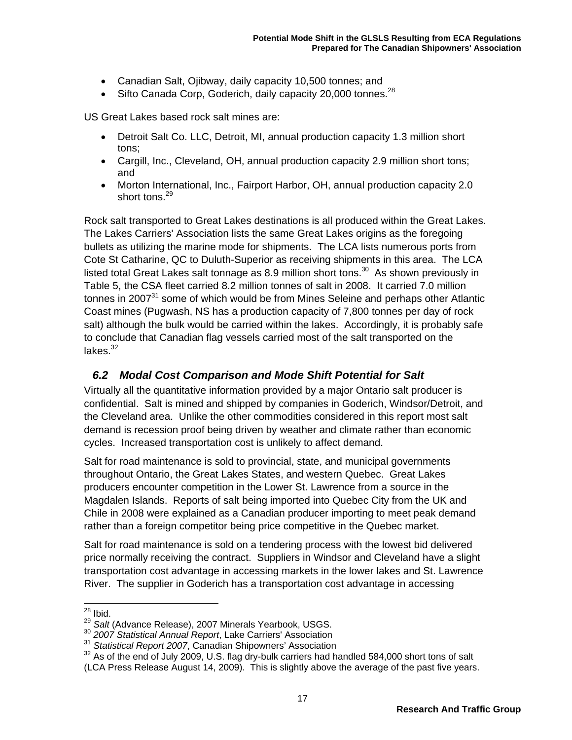- Canadian Salt, Ojibway, daily capacity 10,500 tonnes; and
- Sifto Canada Corp, Goderich, daily capacity 20,000 tonnes.[28]

US Great Lakes based rock salt mines are:

- Detroit Salt Co. LLC, Detroit, MI, annual production capacity 1.3 million short tons;
- Cargill, Inc., Cleveland, OH, annual production capacity 2.9 million short tons; and
- Morton International, Inc., Fairport Harbor, OH, annual production capacity 2.0 short tons.[29]

Rock salt transported to Great Lakes destinations is all produced within the Great Lakes. The Lakes Carriers' Association lists the same Great Lakes origins as the foregoing bullets as utilizing the marine mode for shipments. The LCA lists numerous ports from Cote St Catharine, QC to Duluth-Superior as receiving shipments in this area. The LCA listed total Great Lakes salt tonnage as 8.9 million short tons.[30] As shown previously in Table 5, the CSA fleet carried 8.2 million tonnes of salt in 2008. It carried 7.0 million tonnes in 2007[31] some of which would be from Mines Seleine and perhaps other Atlantic Coast mines (Pugwash, NS has a production capacity of 7,800 tonnes per day of rock salt) although the bulk would be carried within the lakes. Accordingly, it is probably safe to conclude that Canadian flag vessels carried most of the salt transported on the lakes.[32]

## 6.2 Modal Cost Comparison and Mode Shift Potential for Salt

Virtually all the quantitative information provided by a major Ontario salt producer is confidential. Salt is mined and shipped by companies in Goderich, Windsor/Detroit, and the Cleveland area. Unlike the other commodities considered in this report most salt demand is recession proof being driven by weather and climate rather than economic cycles. Increased transportation cost is unlikely to affect demand.

Salt for road maintenance is sold to provincial, state, and municipal governments throughout Ontario, the Great Lakes States, and western Quebec. Great Lakes producers encounter competition in the Lower St. Lawrence from a source in the Magdalen Islands. Reports of salt being imported into Quebec City from the UK and Chile in 2008 were explained as a Canadian producer importing to meet peak demand rather than a foreign competitor being price competitive in the Quebec market.

Salt for road maintenance is sold on a tendering process with the lowest bid delivered price normally receiving the contract. Suppliers in Windsor and Cleveland have a slight transportation cost advantage in accessing markets in the lower lakes and St. Lawrence River. The supplier in Goderich has a transportation cost advantage in accessing

---

[28] Ibid.

[29] *Salt* (Advance Release), 2007 Minerals Yearbook, USGS.

[30] *2007 Statistical Annual Report*, Lake Carriers' Association

[31] *Statistical Report 2007*, Canadian Shipowners' Association

[32] As of the end of July 2009, U.S. flag dry-bulk carriers had handled 584,000 short tons of salt (LCA Press Release August 14, 2009). This is slightly above the average of the past five years.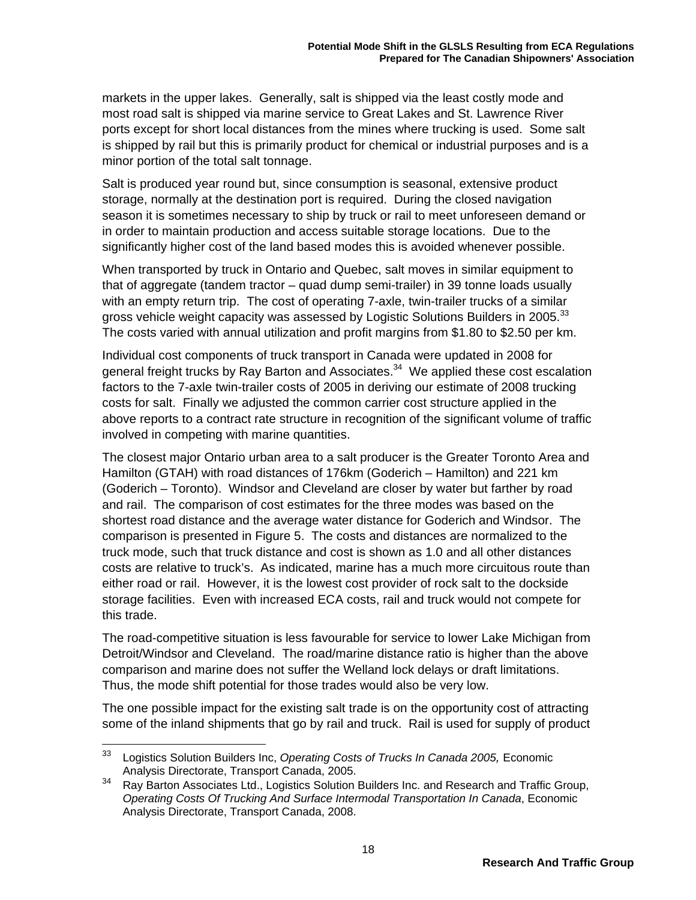markets in the upper lakes. Generally, salt is shipped via the least costly mode and most road salt is shipped via marine service to Great Lakes and St. Lawrence River ports except for short local distances from the mines where trucking is used. Some salt is shipped by rail but this is primarily product for chemical or industrial purposes and is a minor portion of the total salt tonnage.

Salt is produced year round but, since consumption is seasonal, extensive product storage, normally at the destination port is required. During the closed navigation season it is sometimes necessary to ship by truck or rail to meet unforeseen demand or in order to maintain production and access suitable storage locations. Due to the significantly higher cost of the land based modes this is avoided whenever possible.

When transported by truck in Ontario and Quebec, salt moves in similar equipment to that of aggregate (tandem tractor – quad dump semi-trailer) in 39 tonne loads usually with an empty return trip. The cost of operating 7-axle, twin-trailer trucks of a similar gross vehicle weight capacity was assessed by Logistic Solutions Builders in 2005.[33] The costs varied with annual utilization and profit margins from $1.80 to $2.50 per km.

Individual cost components of truck transport in Canada were updated in 2008 for general freight trucks by Ray Barton and Associates.[34] We applied these cost escalation factors to the 7-axle twin-trailer costs of 2005 in deriving our estimate of 2008 trucking costs for salt. Finally we adjusted the common carrier cost structure applied in the above reports to a contract rate structure in recognition of the significant volume of traffic involved in competing with marine quantities.

The closest major Ontario urban area to a salt producer is the Greater Toronto Area and Hamilton (GTAH) with road distances of 176km (Goderich – Hamilton) and 221 km (Goderich – Toronto). Windsor and Cleveland are closer by water but farther by road and rail. The comparison of cost estimates for the three modes was based on the shortest road distance and the average water distance for Goderich and Windsor. The comparison is presented in Figure 5. The costs and distances are normalized to the truck mode, such that truck distance and cost is shown as 1.0 and all other distances costs are relative to truck's. As indicated, marine has a much more circuitous route than either road or rail. However, it is the lowest cost provider of rock salt to the dockside storage facilities. Even with increased ECA costs, rail and truck would not compete for this trade.

The road-competitive situation is less favourable for service to lower Lake Michigan from Detroit/Windsor and Cleveland. The road/marine distance ratio is higher than the above comparison and marine does not suffer the Welland lock delays or draft limitations. Thus, the mode shift potential for those trades would also be very low.

The one possible impact for the existing salt trade is on the opportunity cost of attracting some of the inland shipments that go by rail and truck. Rail is used for supply of product

---

[33] Logistics Solution Builders Inc, *Operating Costs of Trucks In Canada 2005,* Economic Analysis Directorate, Transport Canada, 2005.

[34] Ray Barton Associates Ltd., Logistics Solution Builders Inc. and Research and Traffic Group, *Operating Costs Of Trucking And Surface Intermodal Transportation In Canada*, Economic Analysis Directorate, Transport Canada, 2008.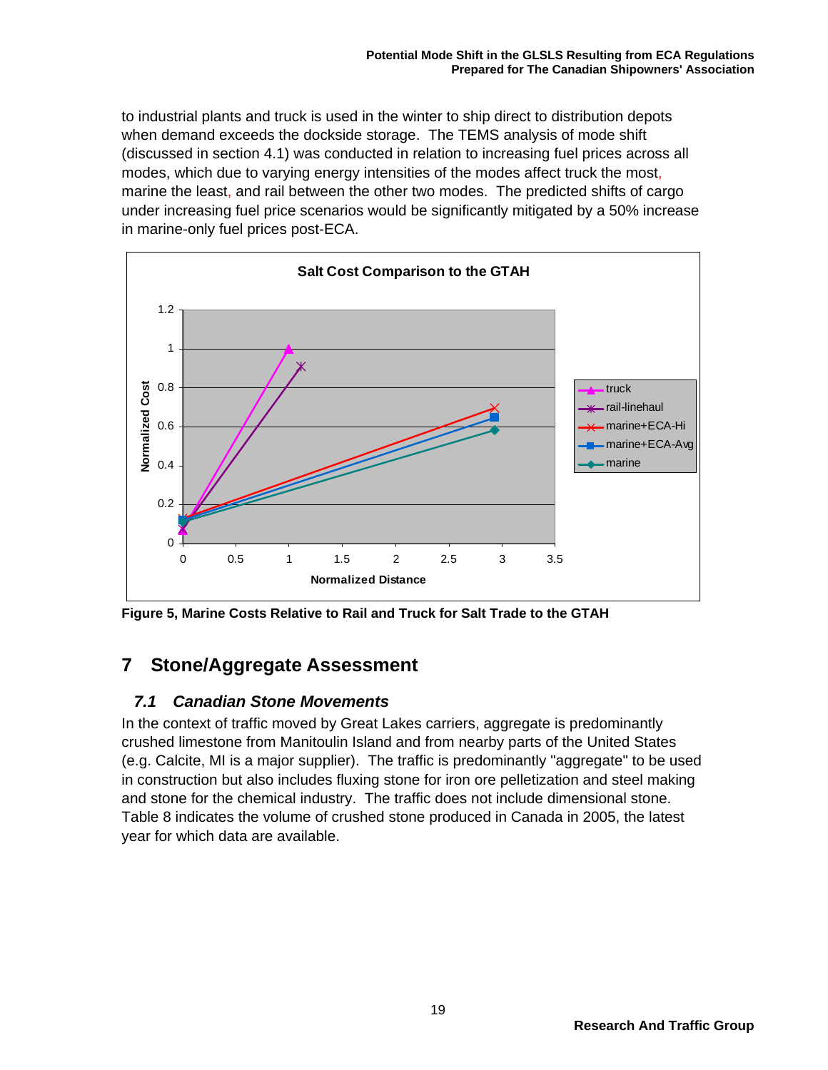to industrial plants and truck is used in the winter to ship direct to distribution depots when demand exceeds the dockside storage. The TEMS analysis of mode shift (discussed in section 4.1) was conducted in relation to increasing fuel prices across all modes, which due to varying energy intensities of the modes affect truck the most, marine the least, and rail between the other two modes. The predicted shifts of cargo under increasing fuel price scenarios would be significantly mitigated by a 50% increase in marine-only fuel prices post-ECA.

**Figure 5, Marine Costs Relative to Rail and Truck for Salt Trade to the GTAH**

# 7 Stone/Aggregate Assessment

## *7.1 Canadian Stone Movements*

In the context of traffic moved by Great Lakes carriers, aggregate is predominantly crushed limestone from Manitoulin Island and from nearby parts of the United States (e.g. Calcite, MI is a major supplier). The traffic is predominantly "aggregate" to be used in construction but also includes fluxing stone for iron ore pelletization and steel making and stone for the chemical industry. The traffic does not include dimensional stone. Table 8 indicates the volume of crushed stone produced in Canada in 2005, the latest year for which data are available.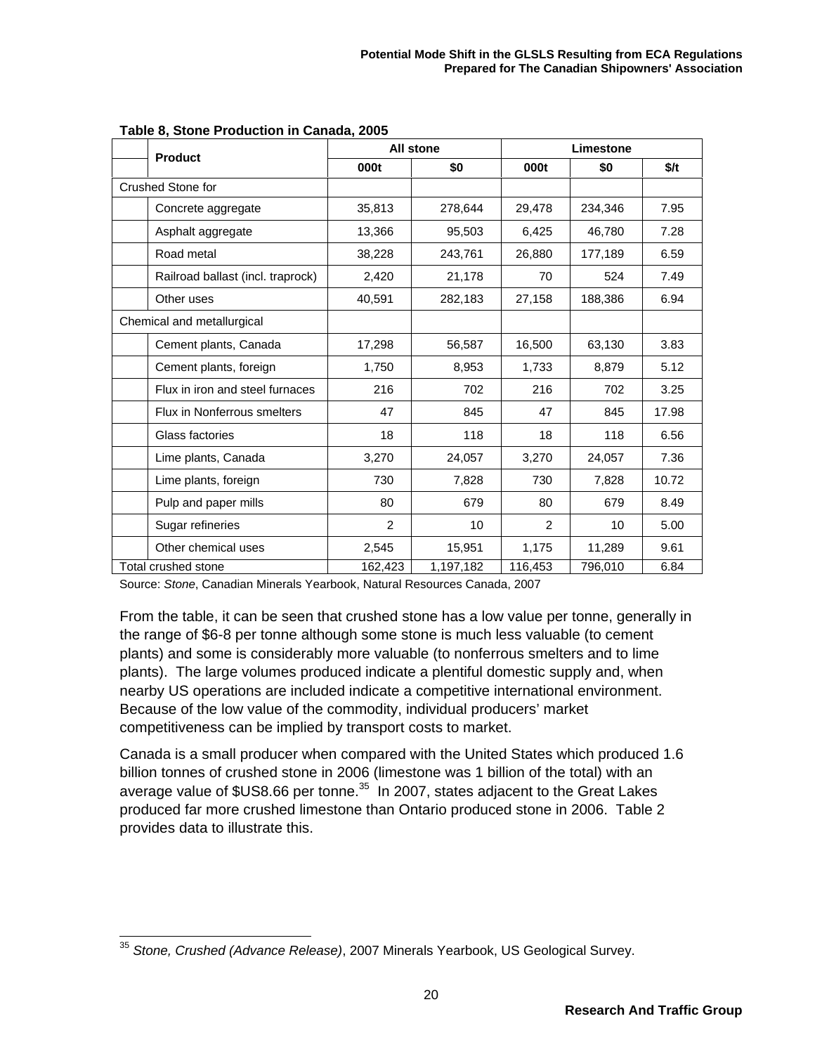**Table 8, Stone Production in Canada, 2005**

| Product | All stone | | Limestone | | |
|---|---|---|---|---|---|
| | 000t | $0 | 000t | $0 | $/t |
| Crushed Stone for | | | | | |
| Concrete aggregate | 35,813 | 278,644 | 29,478 | 234,346 | 7.95 |
| Asphalt aggregate | 13,366 | 95,503 | 6,425 | 46,780 | 7.28 |
| Road metal | 38,228 | 243,761 | 26,880 | 177,189 | 6.59 |
| Railroad ballast (incl. traprock) | 2,420 | 21,178 | 70 | 524 | 7.49 |
| Other uses | 40,591 | 282,183 | 27,158 | 188,386 | 6.94 |
| Chemical and metallurgical | | | | | |
| Cement plants, Canada | 17,298 | 56,587 | 16,500 | 63,130 | 3.83 |
| Cement plants, foreign | 1,750 | 8,953 | 1,733 | 8,879 | 5.12 |
| Flux in iron and steel furnaces | 216 | 702 | 216 | 702 | 3.25 |
| Flux in Nonferrous smelters | 47 | 845 | 47 | 845 | 17.98 |
| Glass factories | 18 | 118 | 18 | 118 | 6.56 |
| Lime plants, Canada | 3,270 | 24,057 | 3,270 | 24,057 | 7.36 |
| Lime plants, foreign | 730 | 7,828 | 730 | 7,828 | 10.72 |
| Pulp and paper mills | 80 | 679 | 80 | 679 | 8.49 |
| Sugar refineries | 2 | 10 | 2 | 10 | 5.00 |
| Other chemical uses | 2,545 | 15,951 | 1,175 | 11,289 | 9.61 |
| Total crushed stone | 162,423 | 1,197,182 | 116,453 | 796,010 | 6.84 |

Source: *Stone*, Canadian Minerals Yearbook, Natural Resources Canada, 2007

From the table, it can be seen that crushed stone has a low value per tonne, generally in the range of $6-8 per tonne although some stone is much less valuable (to cement plants) and some is considerably more valuable (to nonferrous smelters and to lime plants). The large volumes produced indicate a plentiful domestic supply and, when nearby US operations are included indicate a competitive international environment. Because of the low value of the commodity, individual producers' market competitiveness can be implied by transport costs to market.

Canada is a small producer when compared with the United States which produced 1.6 billion tonnes of crushed stone in 2006 (limestone was 1 billion of the total) with an average value of $US8.66 per tonne.[35] In 2007, states adjacent to the Great Lakes produced far more crushed limestone than Ontario produced stone in 2006. Table 2 provides data to illustrate this.

[35] *Stone, Crushed (Advance Release)*, 2007 Minerals Yearbook, US Geological Survey.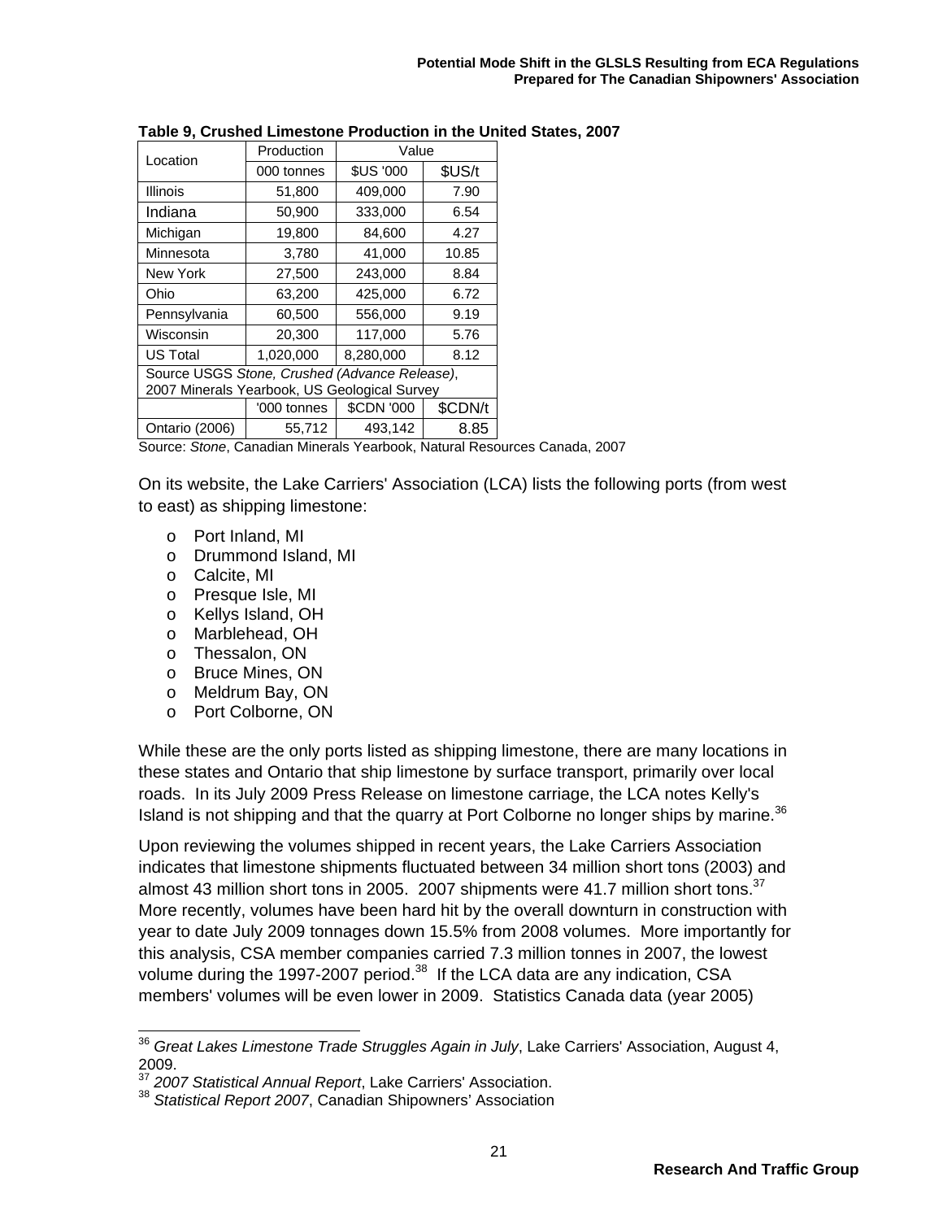**Table 9, Crushed Limestone Production in the United States, 2007**

| Location | Production | Value | |
|---|---|---|---|
| | 000 tonnes | $US '000 | $US/t |
| Illinois | 51,800 | 409,000 | 7.90 |
| Indiana | 50,900 | 333,000 | 6.54 |
| Michigan | 19,800 | 84,600 | 4.27 |
| Minnesota | 3,780 | 41,000 | 10.85 |
| New York | 27,500 | 243,000 | 8.84 |
| Ohio | 63,200 | 425,000 | 6.72 |
| Pennsylvania | 60,500 | 556,000 | 9.19 |
| Wisconsin | 20,300 | 117,000 | 5.76 |
| US Total | 1,020,000 | 8,280,000 | 8.12 |
| Source USGS *Stone, Crushed (Advance Release)*, 2007 Minerals Yearbook, US Geological Survey | | | |
| | '000 tonnes | $CDN '000 | $CDN/t |
| Ontario (2006) | 55,712 | 493,142 | 8.85 |

Source: *Stone*, Canadian Minerals Yearbook, Natural Resources Canada, 2007

On its website, the Lake Carriers' Association (LCA) lists the following ports (from west to east) as shipping limestone:

- Port Inland, MI
- Drummond Island, MI
- Calcite, MI
- Presque Isle, MI
- Kellys Island, OH
- Marblehead, OH
- Thessalon, ON
- Bruce Mines, ON
- Meldrum Bay, ON
- Port Colborne, ON

While these are the only ports listed as shipping limestone, there are many locations in these states and Ontario that ship limestone by surface transport, primarily over local roads. In its July 2009 Press Release on limestone carriage, the LCA notes Kelly's Island is not shipping and that the quarry at Port Colborne no longer ships by marine.[36]

Upon reviewing the volumes shipped in recent years, the Lake Carriers Association indicates that limestone shipments fluctuated between 34 million short tons (2003) and almost 43 million short tons in 2005. 2007 shipments were 41.7 million short tons.[37] More recently, volumes have been hard hit by the overall downturn in construction with year to date July 2009 tonnages down 15.5% from 2008 volumes. More importantly for this analysis, CSA member companies carried 7.3 million tonnes in 2007, the lowest volume during the 1997-2007 period.[38] If the LCA data are any indication, CSA members' volumes will be even lower in 2009. Statistics Canada data (year 2005)

---

[36] *Great Lakes Limestone Trade Struggles Again in July*, Lake Carriers' Association, August 4, 2009.

[37] *2007 Statistical Annual Report*, Lake Carriers' Association.

[38] *Statistical Report 2007*, Canadian Shipowners' Association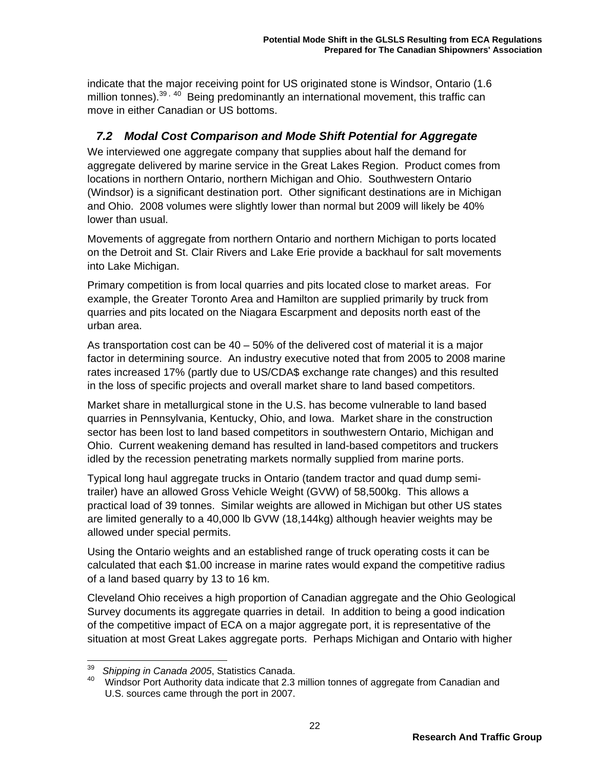indicate that the major receiving point for US originated stone is Windsor, Ontario (1.6 million tonnes).[39, 40] Being predominantly an international movement, this traffic can move in either Canadian or US bottoms.

## *7.2 Modal Cost Comparison and Mode Shift Potential for Aggregate*

We interviewed one aggregate company that supplies about half the demand for aggregate delivered by marine service in the Great Lakes Region. Product comes from locations in northern Ontario, northern Michigan and Ohio. Southwestern Ontario (Windsor) is a significant destination port. Other significant destinations are in Michigan and Ohio. 2008 volumes were slightly lower than normal but 2009 will likely be 40% lower than usual.

Movements of aggregate from northern Ontario and northern Michigan to ports located on the Detroit and St. Clair Rivers and Lake Erie provide a backhaul for salt movements into Lake Michigan.

Primary competition is from local quarries and pits located close to market areas. For example, the Greater Toronto Area and Hamilton are supplied primarily by truck from quarries and pits located on the Niagara Escarpment and deposits north east of the urban area.

As transportation cost can be 40 – 50% of the delivered cost of material it is a major factor in determining source. An industry executive noted that from 2005 to 2008 marine rates increased 17% (partly due to US/CDA$ exchange rate changes) and this resulted in the loss of specific projects and overall market share to land based competitors.

Market share in metallurgical stone in the U.S. has become vulnerable to land based quarries in Pennsylvania, Kentucky, Ohio, and Iowa. Market share in the construction sector has been lost to land based competitors in southwestern Ontario, Michigan and Ohio. Current weakening demand has resulted in land-based competitors and truckers idled by the recession penetrating markets normally supplied from marine ports.

Typical long haul aggregate trucks in Ontario (tandem tractor and quad dump semi-trailer) have an allowed Gross Vehicle Weight (GVW) of 58,500kg. This allows a practical load of 39 tonnes. Similar weights are allowed in Michigan but other US states are limited generally to a 40,000 lb GVW (18,144kg) although heavier weights may be allowed under special permits.

Using the Ontario weights and an established range of truck operating costs it can be calculated that each $1.00 increase in marine rates would expand the competitive radius of a land based quarry by 13 to 16 km.

Cleveland Ohio receives a high proportion of Canadian aggregate and the Ohio Geological Survey documents its aggregate quarries in detail. In addition to being a good indication of the competitive impact of ECA on a major aggregate port, it is representative of the situation at most Great Lakes aggregate ports. Perhaps Michigan and Ontario with higher

---

[39] *Shipping in Canada 2005*, Statistics Canada.

[40] Windsor Port Authority data indicate that 2.3 million tonnes of aggregate from Canadian and U.S. sources came through the port in 2007.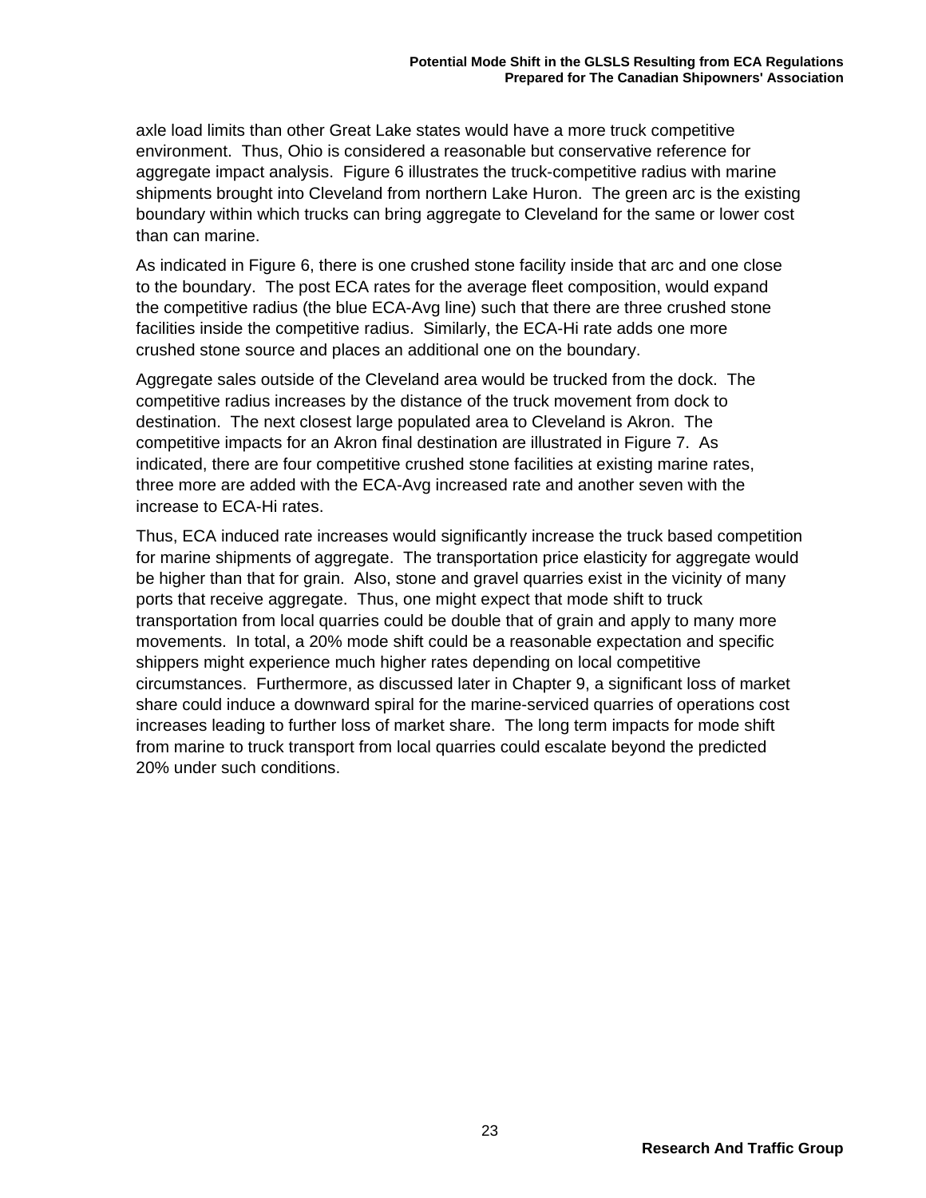axle load limits than other Great Lake states would have a more truck competitive environment. Thus, Ohio is considered a reasonable but conservative reference for aggregate impact analysis. Figure 6 illustrates the truck-competitive radius with marine shipments brought into Cleveland from northern Lake Huron. The green arc is the existing boundary within which trucks can bring aggregate to Cleveland for the same or lower cost than can marine.

As indicated in Figure 6, there is one crushed stone facility inside that arc and one close to the boundary. The post ECA rates for the average fleet composition, would expand the competitive radius (the blue ECA-Avg line) such that there are three crushed stone facilities inside the competitive radius. Similarly, the ECA-Hi rate adds one more crushed stone source and places an additional one on the boundary.

Aggregate sales outside of the Cleveland area would be trucked from the dock. The competitive radius increases by the distance of the truck movement from dock to destination. The next closest large populated area to Cleveland is Akron. The competitive impacts for an Akron final destination are illustrated in Figure 7. As indicated, there are four competitive crushed stone facilities at existing marine rates, three more are added with the ECA-Avg increased rate and another seven with the increase to ECA-Hi rates.

Thus, ECA induced rate increases would significantly increase the truck based competition for marine shipments of aggregate. The transportation price elasticity for aggregate would be higher than that for grain. Also, stone and gravel quarries exist in the vicinity of many ports that receive aggregate. Thus, one might expect that mode shift to truck transportation from local quarries could be double that of grain and apply to many more movements. In total, a 20% mode shift could be a reasonable expectation and specific shippers might experience much higher rates depending on local competitive circumstances. Furthermore, as discussed later in Chapter 9, a significant loss of market share could induce a downward spiral for the marine-serviced quarries of operations cost increases leading to further loss of market share. The long term impacts for mode shift from marine to truck transport from local quarries could escalate beyond the predicted 20% under such conditions.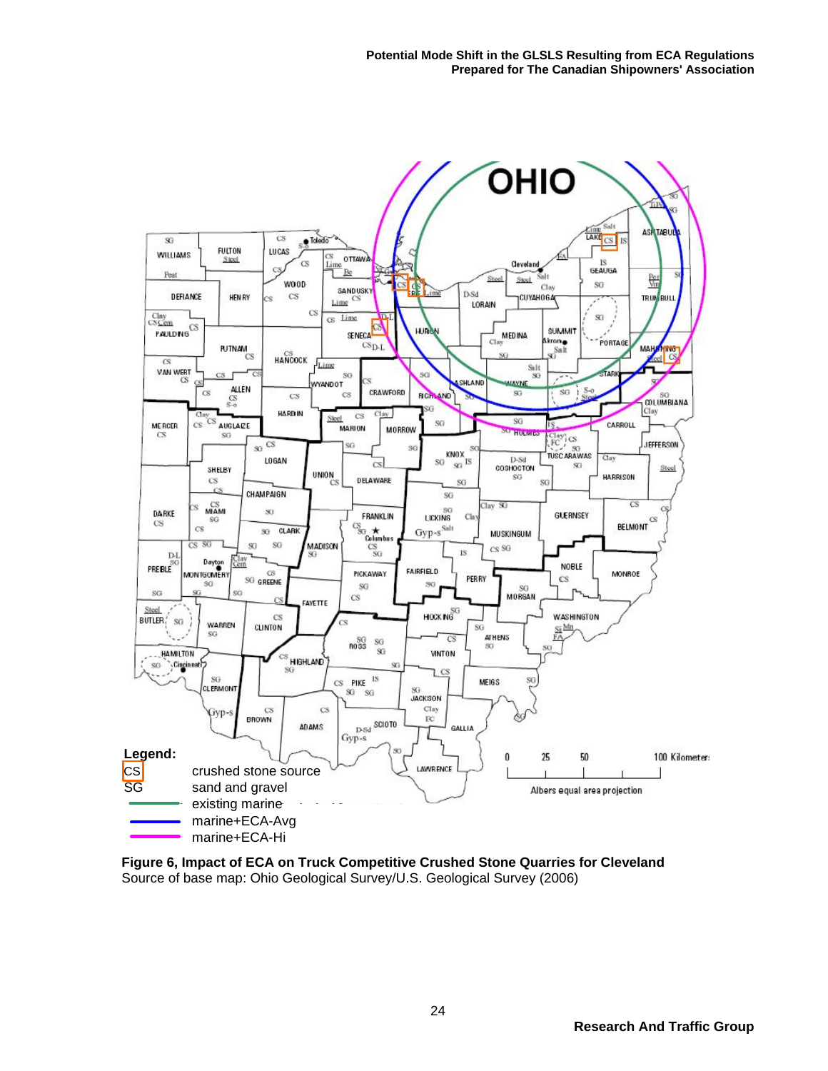**Legend:**

CS crushed stone source

SG sand and gravel

existing marine

marine+ECA-Avg

marine+ECA-Hi

**Figure 6, Impact of ECA on Truck Competitive Crushed Stone Quarries for Cleveland**

Source of base map: Ohio Geological Survey/U.S. Geological Survey (2006)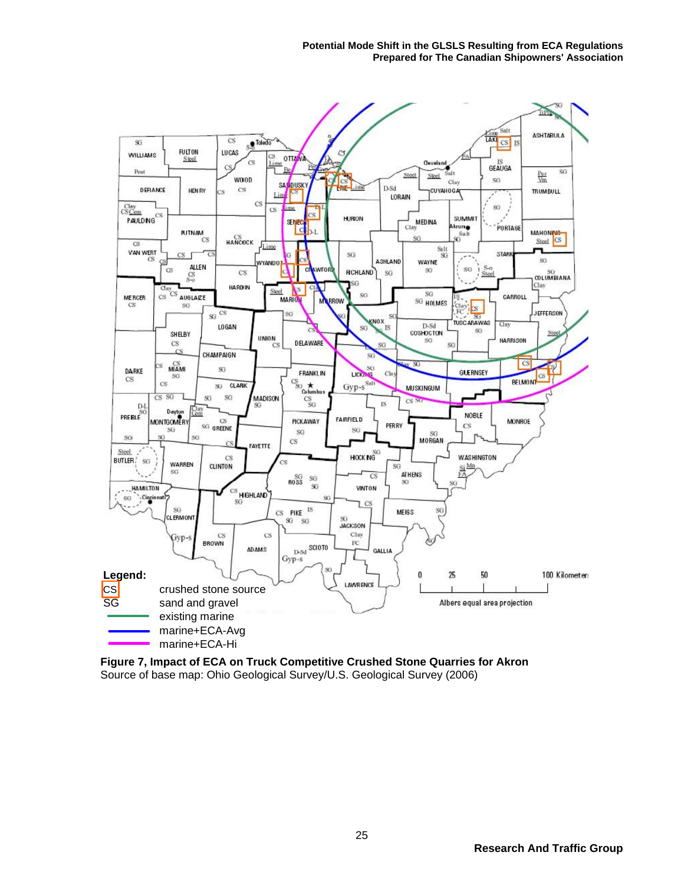**Legend:**

- CS — crushed stone source
- SG — sand and gravel
- existing marine
- marine+ECA-Avg
- marine+ECA-Hi

**Figure 7, Impact of ECA on Truck Competitive Crushed Stone Quarries for Akron**

Source of base map: Ohio Geological Survey/U.S. Geological Survey (2006)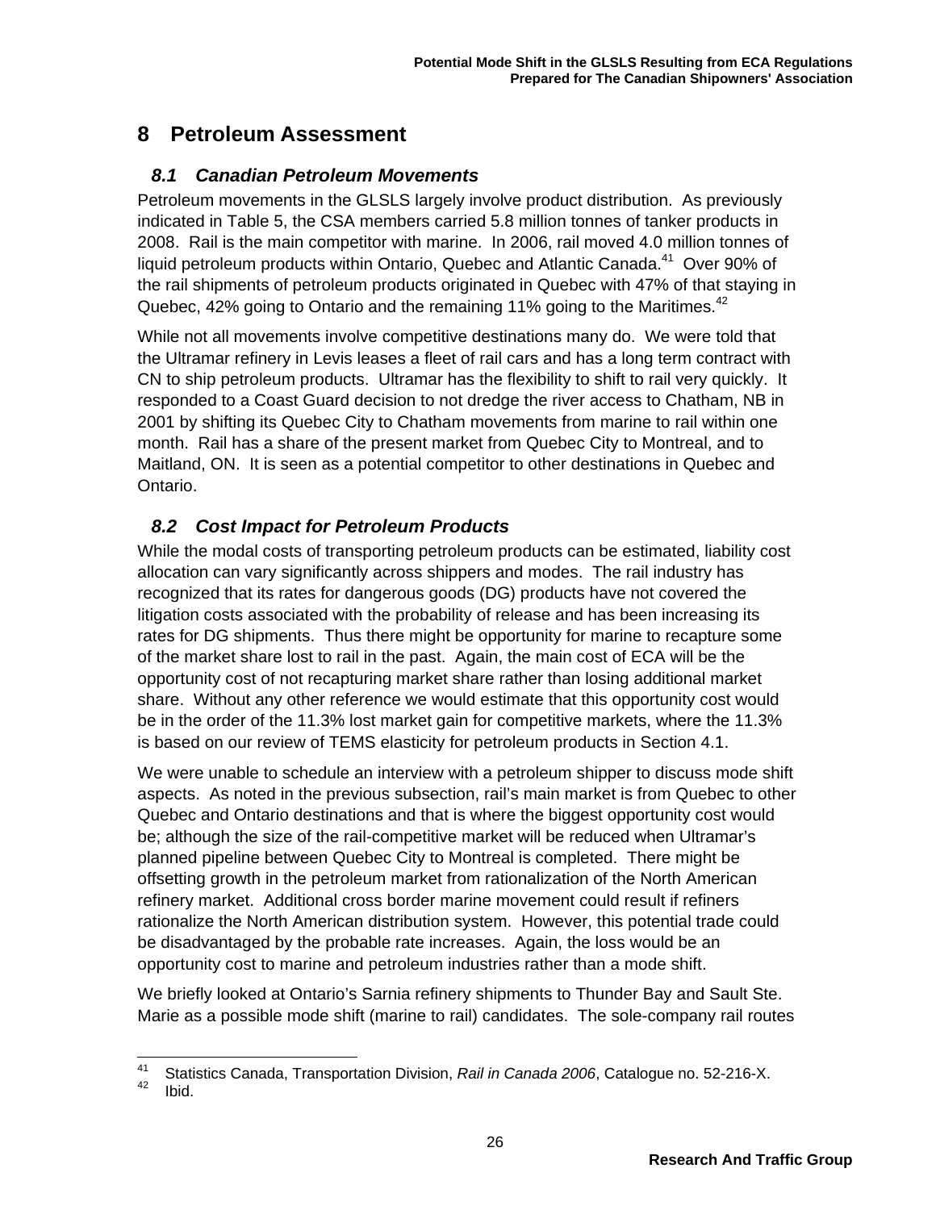# 8 Petroleum Assessment

## *8.1 Canadian Petroleum Movements*

Petroleum movements in the GLSLS largely involve product distribution. As previously indicated in Table 5, the CSA members carried 5.8 million tonnes of tanker products in 2008. Rail is the main competitor with marine. In 2006, rail moved 4.0 million tonnes of liquid petroleum products within Ontario, Quebec and Atlantic Canada.[41] Over 90% of the rail shipments of petroleum products originated in Quebec with 47% of that staying in Quebec, 42% going to Ontario and the remaining 11% going to the Maritimes.[42]

While not all movements involve competitive destinations many do. We were told that the Ultramar refinery in Levis leases a fleet of rail cars and has a long term contract with CN to ship petroleum products. Ultramar has the flexibility to shift to rail very quickly. It responded to a Coast Guard decision to not dredge the river access to Chatham, NB in 2001 by shifting its Quebec City to Chatham movements from marine to rail within one month. Rail has a share of the present market from Quebec City to Montreal, and to Maitland, ON. It is seen as a potential competitor to other destinations in Quebec and Ontario.

## *8.2 Cost Impact for Petroleum Products*

While the modal costs of transporting petroleum products can be estimated, liability cost allocation can vary significantly across shippers and modes. The rail industry has recognized that its rates for dangerous goods (DG) products have not covered the litigation costs associated with the probability of release and has been increasing its rates for DG shipments. Thus there might be opportunity for marine to recapture some of the market share lost to rail in the past. Again, the main cost of ECA will be the opportunity cost of not recapturing market share rather than losing additional market share. Without any other reference we would estimate that this opportunity cost would be in the order of the 11.3% lost market gain for competitive markets, where the 11.3% is based on our review of TEMS elasticity for petroleum products in Section 4.1.

We were unable to schedule an interview with a petroleum shipper to discuss mode shift aspects. As noted in the previous subsection, rail's main market is from Quebec to other Quebec and Ontario destinations and that is where the biggest opportunity cost would be; although the size of the rail-competitive market will be reduced when Ultramar's planned pipeline between Quebec City to Montreal is completed. There might be offsetting growth in the petroleum market from rationalization of the North American refinery market. Additional cross border marine movement could result if refiners rationalize the North American distribution system. However, this potential trade could be disadvantaged by the probable rate increases. Again, the loss would be an opportunity cost to marine and petroleum industries rather than a mode shift.

We briefly looked at Ontario's Sarnia refinery shipments to Thunder Bay and Sault Ste. Marie as a possible mode shift (marine to rail) candidates. The sole-company rail routes

---

[41] Statistics Canada, Transportation Division, *Rail in Canada 2006*, Catalogue no. 52-216-X.

[42] Ibid.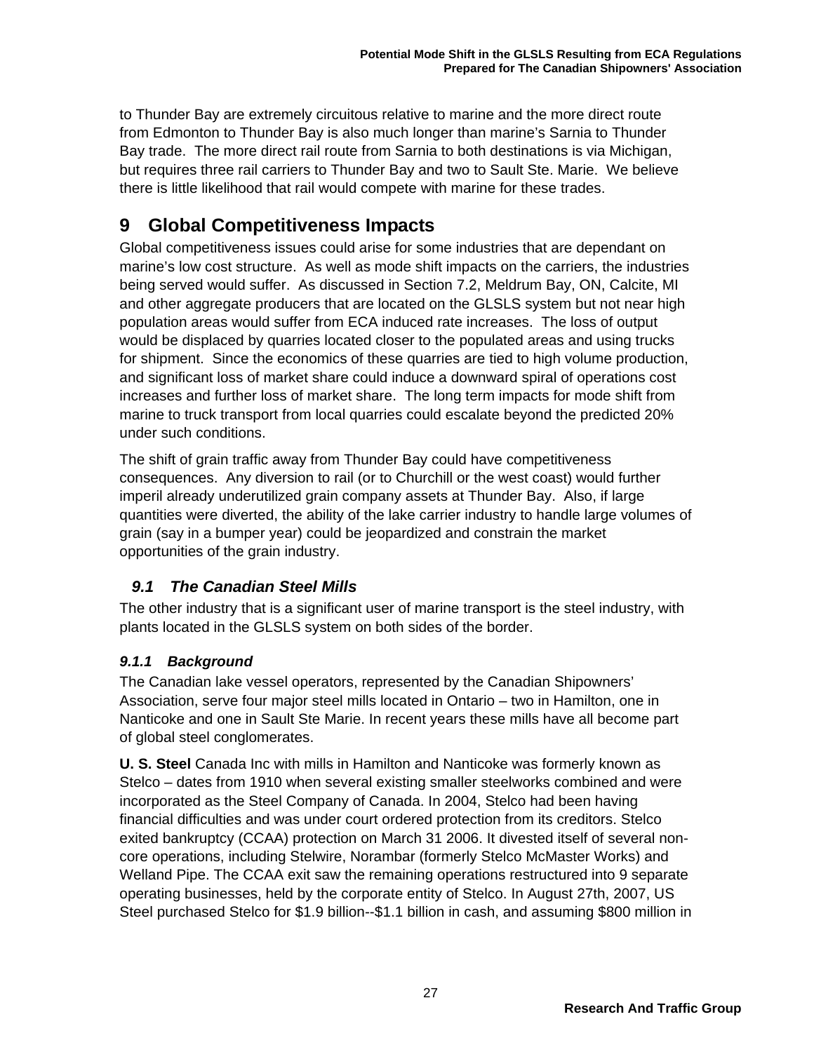to Thunder Bay are extremely circuitous relative to marine and the more direct route from Edmonton to Thunder Bay is also much longer than marine's Sarnia to Thunder Bay trade. The more direct rail route from Sarnia to both destinations is via Michigan, but requires three rail carriers to Thunder Bay and two to Sault Ste. Marie. We believe there is little likelihood that rail would compete with marine for these trades.

# 9 Global Competitiveness Impacts

Global competitiveness issues could arise for some industries that are dependant on marine's low cost structure. As well as mode shift impacts on the carriers, the industries being served would suffer. As discussed in Section 7.2, Meldrum Bay, ON, Calcite, MI and other aggregate producers that are located on the GLSLS system but not near high population areas would suffer from ECA induced rate increases. The loss of output would be displaced by quarries located closer to the populated areas and using trucks for shipment. Since the economics of these quarries are tied to high volume production, and significant loss of market share could induce a downward spiral of operations cost increases and further loss of market share. The long term impacts for mode shift from marine to truck transport from local quarries could escalate beyond the predicted 20% under such conditions.

The shift of grain traffic away from Thunder Bay could have competitiveness consequences. Any diversion to rail (or to Churchill or the west coast) would further imperil already underutilized grain company assets at Thunder Bay. Also, if large quantities were diverted, the ability of the lake carrier industry to handle large volumes of grain (say in a bumper year) could be jeopardized and constrain the market opportunities of the grain industry.

## *9.1 The Canadian Steel Mills*

The other industry that is a significant user of marine transport is the steel industry, with plants located in the GLSLS system on both sides of the border.

### *9.1.1 Background*

The Canadian lake vessel operators, represented by the Canadian Shipowners' Association, serve four major steel mills located in Ontario – two in Hamilton, one in Nanticoke and one in Sault Ste Marie. In recent years these mills have all become part of global steel conglomerates.

**U. S. Steel** Canada Inc with mills in Hamilton and Nanticoke was formerly known as Stelco – dates from 1910 when several existing smaller steelworks combined and were incorporated as the Steel Company of Canada. In 2004, Stelco had been having financial difficulties and was under court ordered protection from its creditors. Stelco exited bankruptcy (CCAA) protection on March 31 2006. It divested itself of several non-core operations, including Stelwire, Norambar (formerly Stelco McMaster Works) and Welland Pipe. The CCAA exit saw the remaining operations restructured into 9 separate operating businesses, held by the corporate entity of Stelco. In August 27th, 2007, US Steel purchased Stelco for $1.9 billion--$1.1 billion in cash, and assuming $800 million in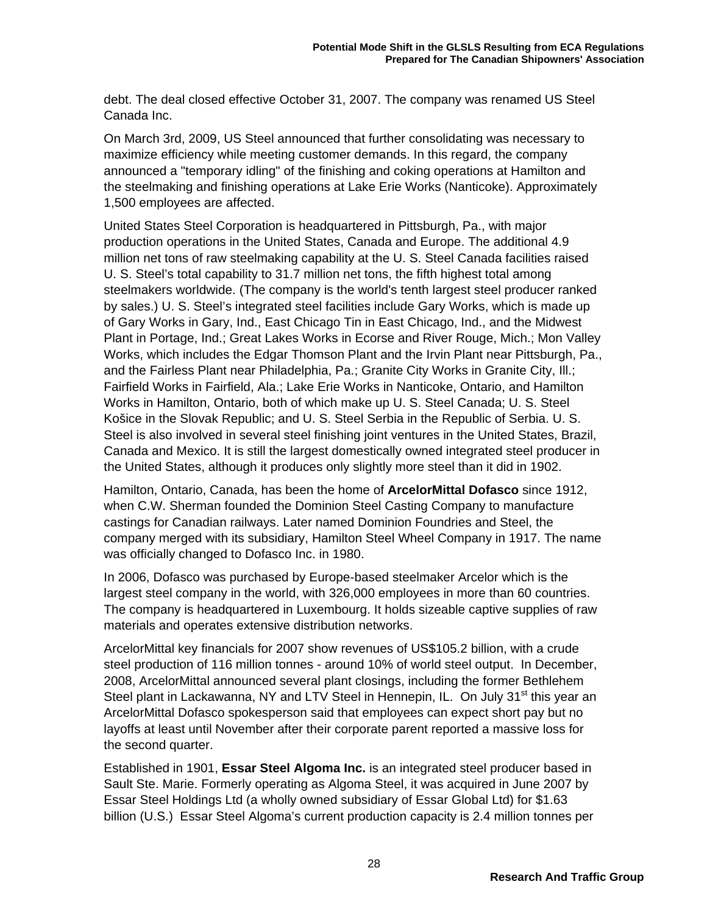debt. The deal closed effective October 31, 2007. The company was renamed US Steel Canada Inc.

On March 3rd, 2009, US Steel announced that further consolidating was necessary to maximize efficiency while meeting customer demands. In this regard, the company announced a "temporary idling" of the finishing and coking operations at Hamilton and the steelmaking and finishing operations at Lake Erie Works (Nanticoke). Approximately 1,500 employees are affected.

United States Steel Corporation is headquartered in Pittsburgh, Pa., with major production operations in the United States, Canada and Europe. The additional 4.9 million net tons of raw steelmaking capability at the U. S. Steel Canada facilities raised U. S. Steel's total capability to 31.7 million net tons, the fifth highest total among steelmakers worldwide. (The company is the world's tenth largest steel producer ranked by sales.) U. S. Steel's integrated steel facilities include Gary Works, which is made up of Gary Works in Gary, Ind., East Chicago Tin in East Chicago, Ind., and the Midwest Plant in Portage, Ind.; Great Lakes Works in Ecorse and River Rouge, Mich.; Mon Valley Works, which includes the Edgar Thomson Plant and the Irvin Plant near Pittsburgh, Pa., and the Fairless Plant near Philadelphia, Pa.; Granite City Works in Granite City, Ill.; Fairfield Works in Fairfield, Ala.; Lake Erie Works in Nanticoke, Ontario, and Hamilton Works in Hamilton, Ontario, both of which make up U. S. Steel Canada; U. S. Steel Košice in the Slovak Republic; and U. S. Steel Serbia in the Republic of Serbia. U. S. Steel is also involved in several steel finishing joint ventures in the United States, Brazil, Canada and Mexico. It is still the largest domestically owned integrated steel producer in the United States, although it produces only slightly more steel than it did in 1902.

Hamilton, Ontario, Canada, has been the home of **ArcelorMittal Dofasco** since 1912, when C.W. Sherman founded the Dominion Steel Casting Company to manufacture castings for Canadian railways. Later named Dominion Foundries and Steel, the company merged with its subsidiary, Hamilton Steel Wheel Company in 1917. The name was officially changed to Dofasco Inc. in 1980.

In 2006, Dofasco was purchased by Europe-based steelmaker Arcelor which is the largest steel company in the world, with 326,000 employees in more than 60 countries. The company is headquartered in Luxembourg. It holds sizeable captive supplies of raw materials and operates extensive distribution networks.

ArcelorMittal key financials for 2007 show revenues of US$105.2 billion, with a crude steel production of 116 million tonnes - around 10% of world steel output. In December, 2008, ArcelorMittal announced several plant closings, including the former Bethlehem Steel plant in Lackawanna, NY and LTV Steel in Hennepin, IL. On July 31st this year an ArcelorMittal Dofasco spokesperson said that employees can expect short pay but no layoffs at least until November after their corporate parent reported a massive loss for the second quarter.

Established in 1901, **Essar Steel Algoma Inc.** is an integrated steel producer based in Sault Ste. Marie. Formerly operating as Algoma Steel, it was acquired in June 2007 by Essar Steel Holdings Ltd (a wholly owned subsidiary of Essar Global Ltd) for $1.63 billion (U.S.) Essar Steel Algoma's current production capacity is 2.4 million tonnes per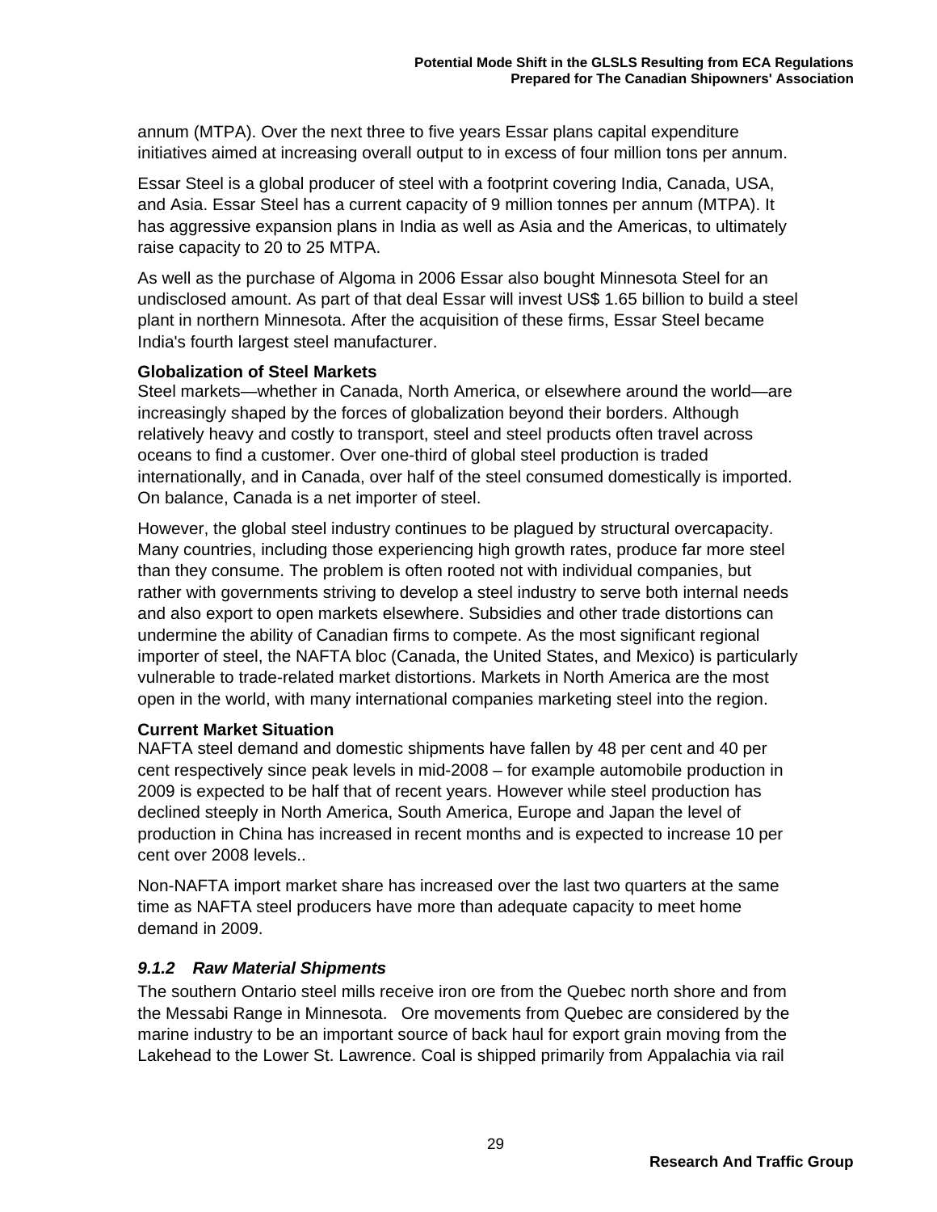annum (MTPA). Over the next three to five years Essar plans capital expenditure initiatives aimed at increasing overall output to in excess of four million tons per annum.

Essar Steel is a global producer of steel with a footprint covering India, Canada, USA, and Asia. Essar Steel has a current capacity of 9 million tonnes per annum (MTPA). It has aggressive expansion plans in India as well as Asia and the Americas, to ultimately raise capacity to 20 to 25 MTPA.

As well as the purchase of Algoma in 2006 Essar also bought Minnesota Steel for an undisclosed amount. As part of that deal Essar will invest US$ 1.65 billion to build a steel plant in northern Minnesota. After the acquisition of these firms, Essar Steel became India's fourth largest steel manufacturer.

**Globalization of Steel Markets**

Steel markets—whether in Canada, North America, or elsewhere around the world—are increasingly shaped by the forces of globalization beyond their borders. Although relatively heavy and costly to transport, steel and steel products often travel across oceans to find a customer. Over one-third of global steel production is traded internationally, and in Canada, over half of the steel consumed domestically is imported. On balance, Canada is a net importer of steel.

However, the global steel industry continues to be plagued by structural overcapacity. Many countries, including those experiencing high growth rates, produce far more steel than they consume. The problem is often rooted not with individual companies, but rather with governments striving to develop a steel industry to serve both internal needs and also export to open markets elsewhere. Subsidies and other trade distortions can undermine the ability of Canadian firms to compete. As the most significant regional importer of steel, the NAFTA bloc (Canada, the United States, and Mexico) is particularly vulnerable to trade-related market distortions. Markets in North America are the most open in the world, with many international companies marketing steel into the region.

**Current Market Situation**

NAFTA steel demand and domestic shipments have fallen by 48 per cent and 40 per cent respectively since peak levels in mid-2008 – for example automobile production in 2009 is expected to be half that of recent years. However while steel production has declined steeply in North America, South America, Europe and Japan the level of production in China has increased in recent months and is expected to increase 10 per cent over 2008 levels..

Non-NAFTA import market share has increased over the last two quarters at the same time as NAFTA steel producers have more than adequate capacity to meet home demand in 2009.

### *9.1.2 Raw Material Shipments*

The southern Ontario steel mills receive iron ore from the Quebec north shore and from the Messabi Range in Minnesota. Ore movements from Quebec are considered by the marine industry to be an important source of back haul for export grain moving from the Lakehead to the Lower St. Lawrence. Coal is shipped primarily from Appalachia via rail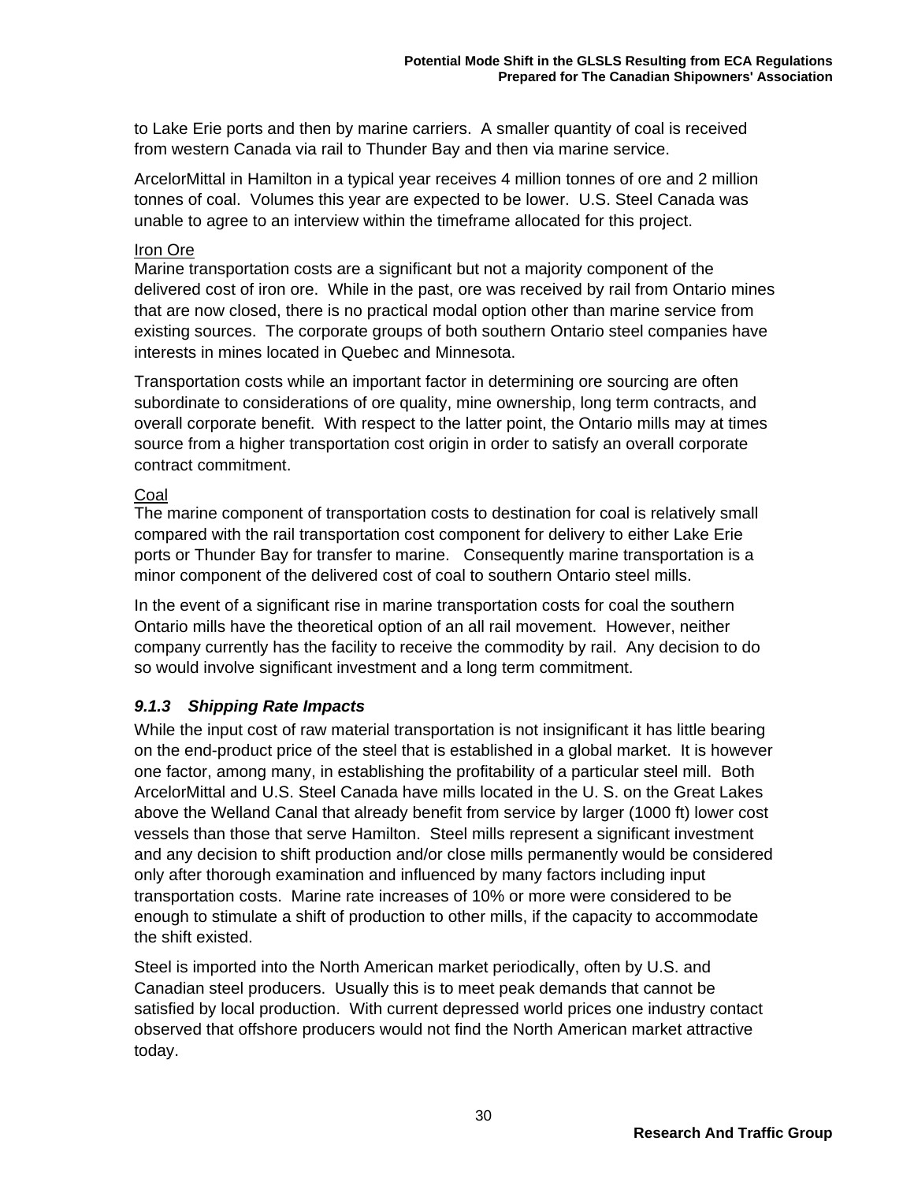to Lake Erie ports and then by marine carriers. A smaller quantity of coal is received from western Canada via rail to Thunder Bay and then via marine service.

ArcelorMittal in Hamilton in a typical year receives 4 million tonnes of ore and 2 million tonnes of coal. Volumes this year are expected to be lower. U.S. Steel Canada was unable to agree to an interview within the timeframe allocated for this project.

<u>Iron Ore</u>
Marine transportation costs are a significant but not a majority component of the delivered cost of iron ore. While in the past, ore was received by rail from Ontario mines that are now closed, there is no practical modal option other than marine service from existing sources. The corporate groups of both southern Ontario steel companies have interests in mines located in Quebec and Minnesota.

Transportation costs while an important factor in determining ore sourcing are often subordinate to considerations of ore quality, mine ownership, long term contracts, and overall corporate benefit. With respect to the latter point, the Ontario mills may at times source from a higher transportation cost origin in order to satisfy an overall corporate contract commitment.

<u>Coal</u>
The marine component of transportation costs to destination for coal is relatively small compared with the rail transportation cost component for delivery to either Lake Erie ports or Thunder Bay for transfer to marine. Consequently marine transportation is a minor component of the delivered cost of coal to southern Ontario steel mills.

In the event of a significant rise in marine transportation costs for coal the southern Ontario mills have the theoretical option of an all rail movement. However, neither company currently has the facility to receive the commodity by rail. Any decision to do so would involve significant investment and a long term commitment.

### *9.1.3 Shipping Rate Impacts*

While the input cost of raw material transportation is not insignificant it has little bearing on the end-product price of the steel that is established in a global market. It is however one factor, among many, in establishing the profitability of a particular steel mill. Both ArcelorMittal and U.S. Steel Canada have mills located in the U. S. on the Great Lakes above the Welland Canal that already benefit from service by larger (1000 ft) lower cost vessels than those that serve Hamilton. Steel mills represent a significant investment and any decision to shift production and/or close mills permanently would be considered only after thorough examination and influenced by many factors including input transportation costs. Marine rate increases of 10% or more were considered to be enough to stimulate a shift of production to other mills, if the capacity to accommodate the shift existed.

Steel is imported into the North American market periodically, often by U.S. and Canadian steel producers. Usually this is to meet peak demands that cannot be satisfied by local production. With current depressed world prices one industry contact observed that offshore producers would not find the North American market attractive today.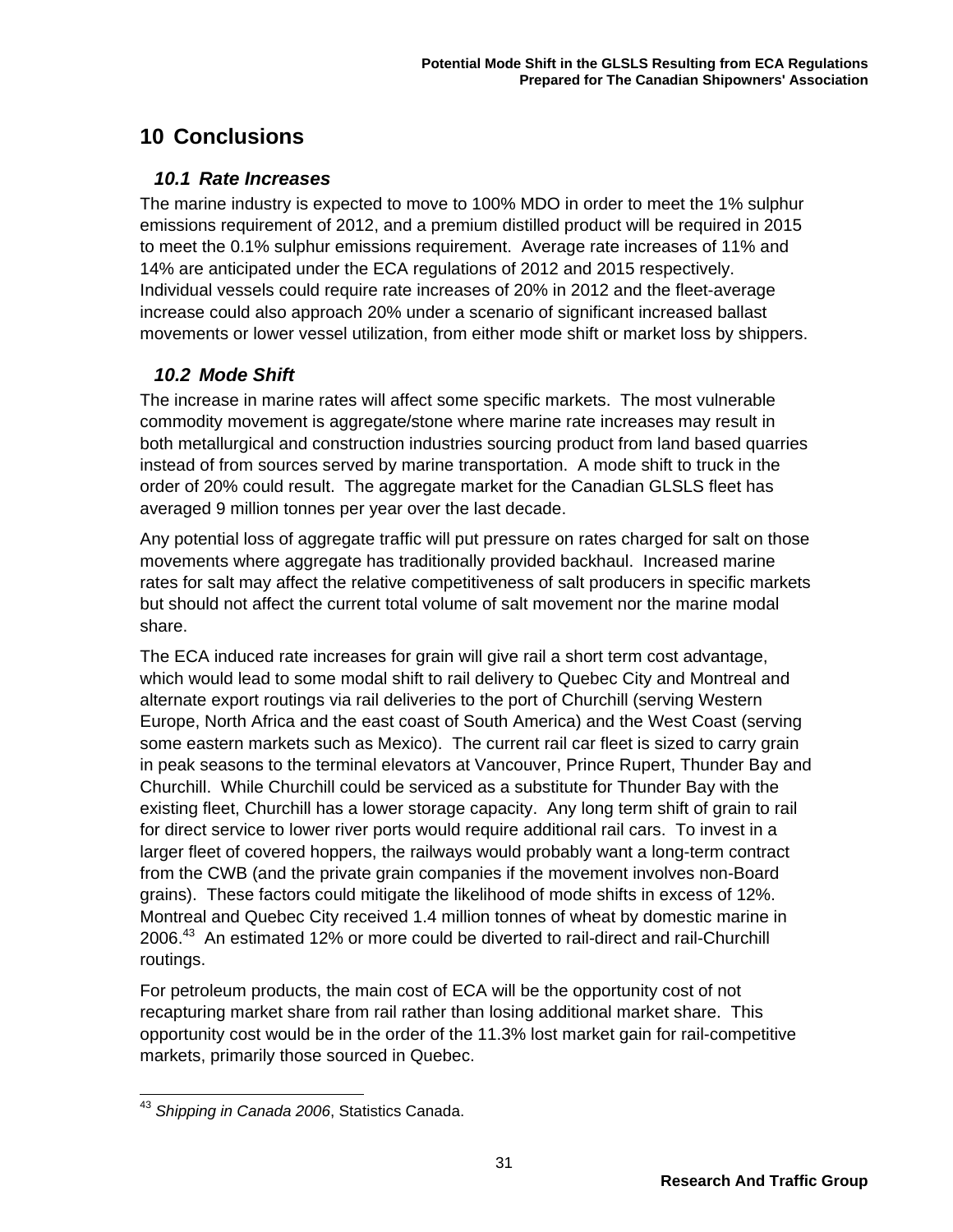# 10 Conclusions

## 10.1 Rate Increases

The marine industry is expected to move to 100% MDO in order to meet the 1% sulphur emissions requirement of 2012, and a premium distilled product will be required in 2015 to meet the 0.1% sulphur emissions requirement. Average rate increases of 11% and 14% are anticipated under the ECA regulations of 2012 and 2015 respectively. Individual vessels could require rate increases of 20% in 2012 and the fleet-average increase could also approach 20% under a scenario of significant increased ballast movements or lower vessel utilization, from either mode shift or market loss by shippers.

## 10.2 Mode Shift

The increase in marine rates will affect some specific markets. The most vulnerable commodity movement is aggregate/stone where marine rate increases may result in both metallurgical and construction industries sourcing product from land based quarries instead of from sources served by marine transportation. A mode shift to truck in the order of 20% could result. The aggregate market for the Canadian GLSLS fleet has averaged 9 million tonnes per year over the last decade.

Any potential loss of aggregate traffic will put pressure on rates charged for salt on those movements where aggregate has traditionally provided backhaul. Increased marine rates for salt may affect the relative competitiveness of salt producers in specific markets but should not affect the current total volume of salt movement nor the marine modal share.

The ECA induced rate increases for grain will give rail a short term cost advantage, which would lead to some modal shift to rail delivery to Quebec City and Montreal and alternate export routings via rail deliveries to the port of Churchill (serving Western Europe, North Africa and the east coast of South America) and the West Coast (serving some eastern markets such as Mexico). The current rail car fleet is sized to carry grain in peak seasons to the terminal elevators at Vancouver, Prince Rupert, Thunder Bay and Churchill. While Churchill could be serviced as a substitute for Thunder Bay with the existing fleet, Churchill has a lower storage capacity. Any long term shift of grain to rail for direct service to lower river ports would require additional rail cars. To invest in a larger fleet of covered hoppers, the railways would probably want a long-term contract from the CWB (and the private grain companies if the movement involves non-Board grains). These factors could mitigate the likelihood of mode shifts in excess of 12%. Montreal and Quebec City received 1.4 million tonnes of wheat by domestic marine in 2006.[43] An estimated 12% or more could be diverted to rail-direct and rail-Churchill routings.

For petroleum products, the main cost of ECA will be the opportunity cost of not recapturing market share from rail rather than losing additional market share. This opportunity cost would be in the order of the 11.3% lost market gain for rail-competitive markets, primarily those sourced in Quebec.

---

[43] *Shipping in Canada 2006*, Statistics Canada.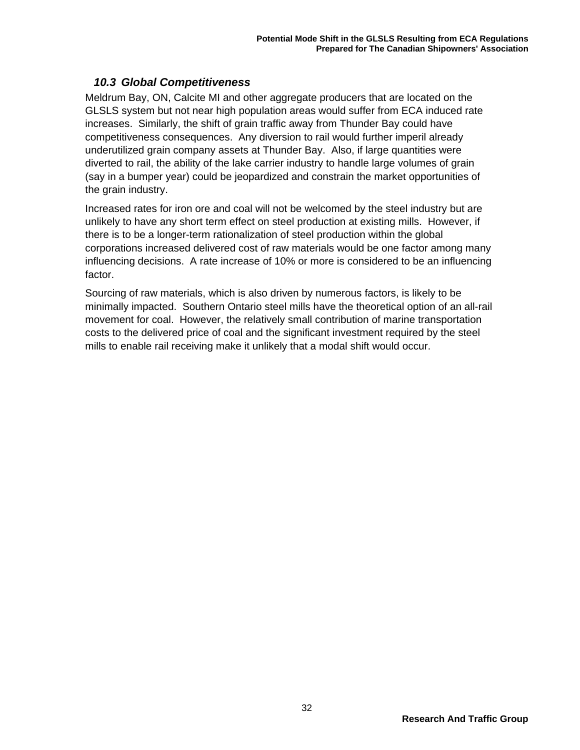### 10.3 Global Competitiveness

Meldrum Bay, ON, Calcite MI and other aggregate producers that are located on the GLSLS system but not near high population areas would suffer from ECA induced rate increases. Similarly, the shift of grain traffic away from Thunder Bay could have competitiveness consequences. Any diversion to rail would further imperil already underutilized grain company assets at Thunder Bay. Also, if large quantities were diverted to rail, the ability of the lake carrier industry to handle large volumes of grain (say in a bumper year) could be jeopardized and constrain the market opportunities of the grain industry.

Increased rates for iron ore and coal will not be welcomed by the steel industry but are unlikely to have any short term effect on steel production at existing mills. However, if there is to be a longer-term rationalization of steel production within the global corporations increased delivered cost of raw materials would be one factor among many influencing decisions. A rate increase of 10% or more is considered to be an influencing factor.

Sourcing of raw materials, which is also driven by numerous factors, is likely to be minimally impacted. Southern Ontario steel mills have the theoretical option of an all-rail movement for coal. However, the relatively small contribution of marine transportation costs to the delivered price of coal and the significant investment required by the steel mills to enable rail receiving make it unlikely that a modal shift would occur.